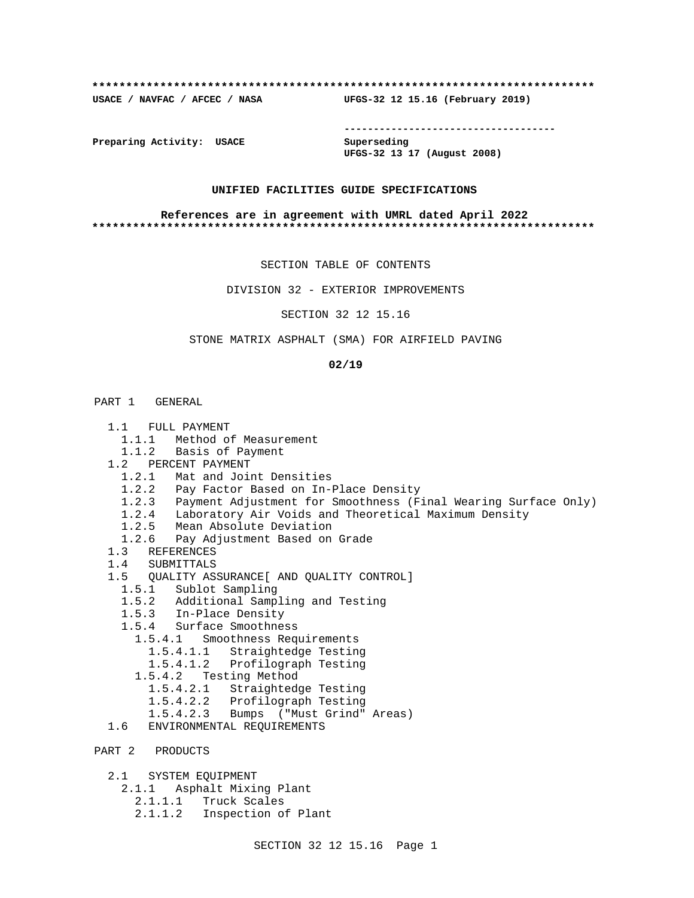**************************************************************************

**USACE / NAVFAC / AFCEC / NASA** **UFGS-32 12 15.16 (February 2019)**

-----------------------------------

**Preparing Activity: USACE** **Superseding**
**UFGS-32 13 17 (August 2008)**

**UNIFIED FACILITIES GUIDE SPECIFICATIONS**

**References are in agreement with UMRL dated April 2022**

**************************************************************************

SECTION TABLE OF CONTENTS

DIVISION 32 - EXTERIOR IMPROVEMENTS

SECTION 32 12 15.16

STONE MATRIX ASPHALT (SMA) FOR AIRFIELD PAVING

**02/19**

PART 1 GENERAL

- 1.1 FULL PAYMENT
  - 1.1.1 Method of Measurement
  - 1.1.2 Basis of Payment
- 1.2 PERCENT PAYMENT
  - 1.2.1 Mat and Joint Densities
  - 1.2.2 Pay Factor Based on In-Place Density
  - 1.2.3 Payment Adjustment for Smoothness (Final Wearing Surface Only)
  - 1.2.4 Laboratory Air Voids and Theoretical Maximum Density
  - 1.2.5 Mean Absolute Deviation
  - 1.2.6 Pay Adjustment Based on Grade
- 1.3 REFERENCES
- 1.4 SUBMITTALS
- 1.5 QUALITY ASSURANCE[ AND QUALITY CONTROL]
  - 1.5.1 Sublot Sampling
  - 1.5.2 Additional Sampling and Testing
  - 1.5.3 In-Place Density
  - 1.5.4 Surface Smoothness
    - 1.5.4.1 Smoothness Requirements
      - 1.5.4.1.1 Straightedge Testing
      - 1.5.4.1.2 Profilograph Testing
    - 1.5.4.2 Testing Method
      - 1.5.4.2.1 Straightedge Testing
      - 1.5.4.2.2 Profilograph Testing
      - 1.5.4.2.3 Bumps ("Must Grind" Areas)
- 1.6 ENVIRONMENTAL REQUIREMENTS

PART 2 PRODUCTS

- 2.1 SYSTEM EQUIPMENT
  - 2.1.1 Asphalt Mixing Plant
    - 2.1.1.1 Truck Scales
    - 2.1.1.2 Inspection of Plant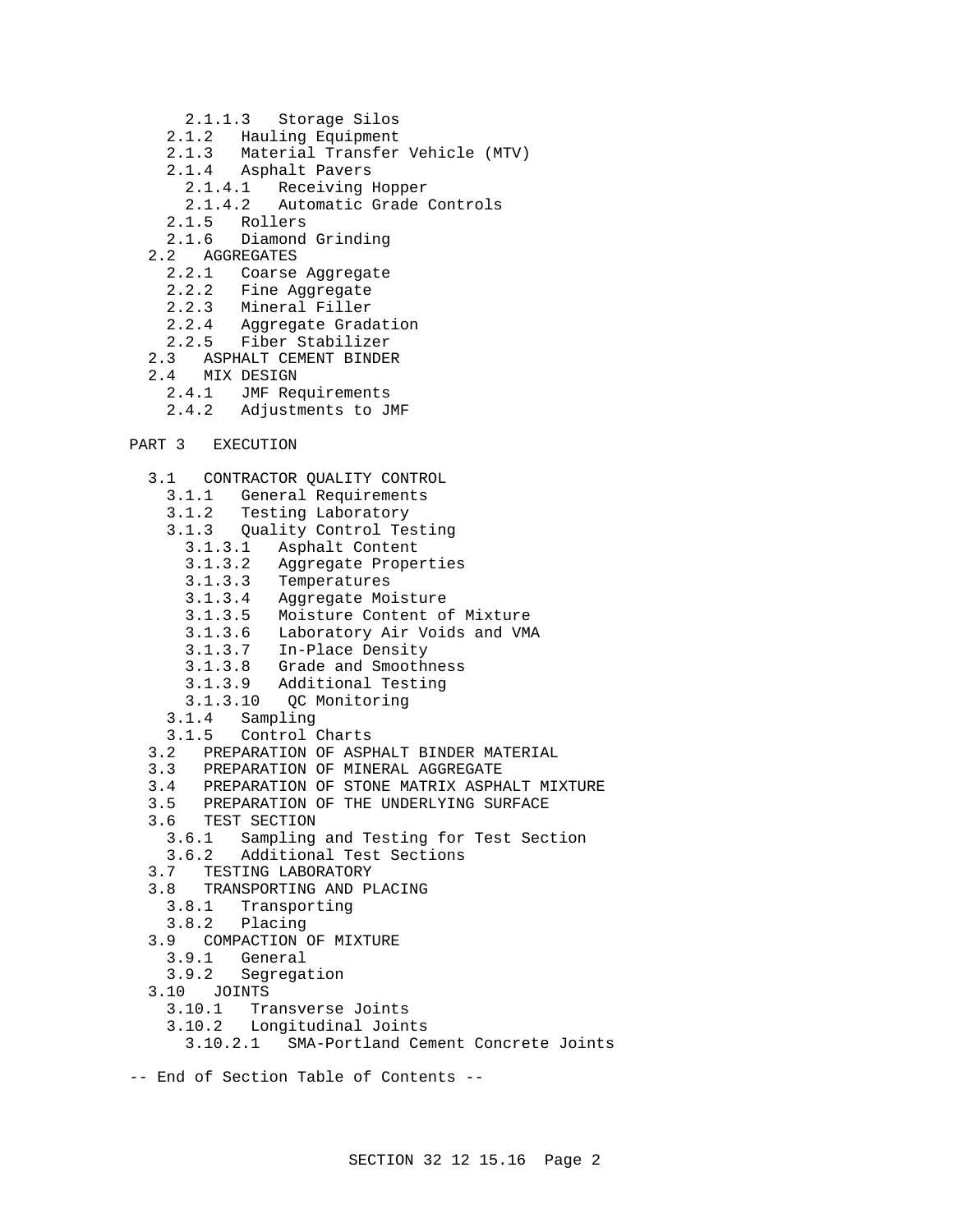2.1.1.3 Storage Silos
2.1.2 Hauling Equipment
2.1.3 Material Transfer Vehicle (MTV)
2.1.4 Asphalt Pavers
2.1.4.1 Receiving Hopper
2.1.4.2 Automatic Grade Controls
2.1.5 Rollers
2.1.6 Diamond Grinding
2.2 AGGREGATES
2.2.1 Coarse Aggregate
2.2.2 Fine Aggregate
2.2.3 Mineral Filler
2.2.4 Aggregate Gradation
2.2.5 Fiber Stabilizer
2.3 ASPHALT CEMENT BINDER
2.4 MIX DESIGN
2.4.1 JMF Requirements
2.4.2 Adjustments to JMF

PART 3 EXECUTION

3.1 CONTRACTOR QUALITY CONTROL
3.1.1 General Requirements
3.1.2 Testing Laboratory
3.1.3 Quality Control Testing
3.1.3.1 Asphalt Content
3.1.3.2 Aggregate Properties
3.1.3.3 Temperatures
3.1.3.4 Aggregate Moisture
3.1.3.5 Moisture Content of Mixture
3.1.3.6 Laboratory Air Voids and VMA
3.1.3.7 In-Place Density
3.1.3.8 Grade and Smoothness
3.1.3.9 Additional Testing
3.1.3.10 QC Monitoring
3.1.4 Sampling
3.1.5 Control Charts
3.2 PREPARATION OF ASPHALT BINDER MATERIAL
3.3 PREPARATION OF MINERAL AGGREGATE
3.4 PREPARATION OF STONE MATRIX ASPHALT MIXTURE
3.5 PREPARATION OF THE UNDERLYING SURFACE
3.6 TEST SECTION
3.6.1 Sampling and Testing for Test Section
3.6.2 Additional Test Sections
3.7 TESTING LABORATORY
3.8 TRANSPORTING AND PLACING
3.8.1 Transporting
3.8.2 Placing
3.9 COMPACTION OF MIXTURE
3.9.1 General
3.9.2 Segregation
3.10 JOINTS
3.10.1 Transverse Joints
3.10.2 Longitudinal Joints
3.10.2.1 SMA-Portland Cement Concrete Joints

-- End of Section Table of Contents --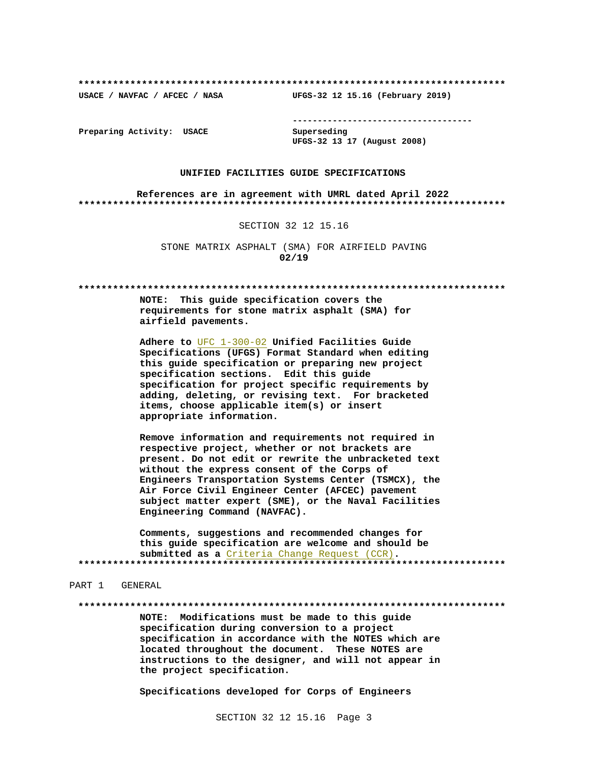**************************************************************************

USACE / NAVFAC / AFCEC / NASA UFGS-32 12 15.16 (February 2019)

-----------------------------------

Preparing Activity: USACE Superseding
UFGS-32 13 17 (August 2008)

**UNIFIED FACILITIES GUIDE SPECIFICATIONS**

**References are in agreement with UMRL dated April 2022**

**************************************************************************

SECTION 32 12 15.16

STONE MATRIX ASPHALT (SMA) FOR AIRFIELD PAVING
**02/19**

**************************************************************************

**NOTE: This guide specification covers the requirements for stone matrix asphalt (SMA) for airfield pavements.**

**Adhere to UFC 1-300-02 Unified Facilities Guide Specifications (UFGS) Format Standard when editing this guide specification or preparing new project specification sections. Edit this guide specification for project specific requirements by adding, deleting, or revising text. For bracketed items, choose applicable item(s) or insert appropriate information.**

**Remove information and requirements not required in respective project, whether or not brackets are present. Do not edit or rewrite the unbracketed text without the express consent of the Corps of Engineers Transportation Systems Center (TSMCX), the Air Force Civil Engineer Center (AFCEC) pavement subject matter expert (SME), or the Naval Facilities Engineering Command (NAVFAC).**

**Comments, suggestions and recommended changes for this guide specification are welcome and should be submitted as a Criteria Change Request (CCR).**

**************************************************************************

PART 1 GENERAL

**************************************************************************

**NOTE: Modifications must be made to this guide specification during conversion to a project specification in accordance with the NOTES which are located throughout the document. These NOTES are instructions to the designer, and will not appear in the project specification.**

**Specifications developed for Corps of Engineers**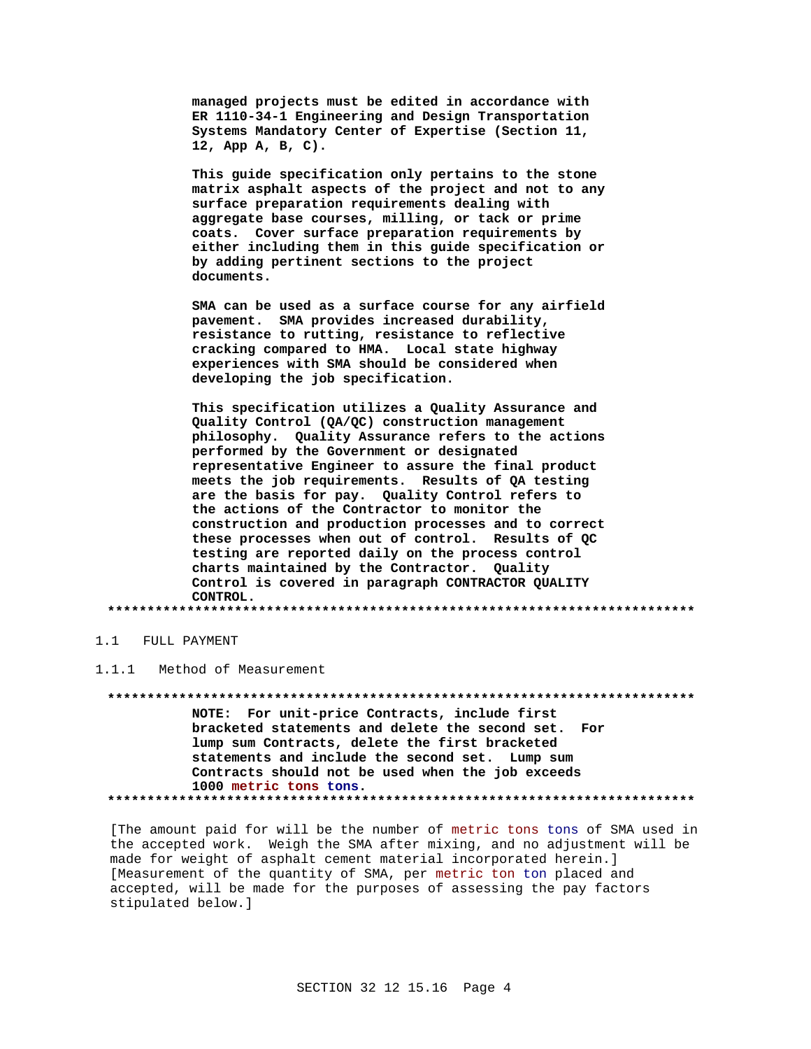**managed projects must be edited in accordance with ER 1110-34-1 Engineering and Design Transportation Systems Mandatory Center of Expertise (Section 11, 12, App A, B, C).**

**This guide specification only pertains to the stone matrix asphalt aspects of the project and not to any surface preparation requirements dealing with aggregate base courses, milling, or tack or prime coats. Cover surface preparation requirements by either including them in this guide specification or by adding pertinent sections to the project documents.**

**SMA can be used as a surface course for any airfield pavement. SMA provides increased durability, resistance to rutting, resistance to reflective cracking compared to HMA. Local state highway experiences with SMA should be considered when developing the job specification.**

**This specification utilizes a Quality Assurance and Quality Control (QA/QC) construction management philosophy. Quality Assurance refers to the actions performed by the Government or designated representative Engineer to assure the final product meets the job requirements. Results of QA testing are the basis for pay. Quality Control refers to the actions of the Contractor to monitor the construction and production processes and to correct these processes when out of control. Results of QC testing are reported daily on the process control charts maintained by the Contractor. Quality Control is covered in paragraph CONTRACTOR QUALITY CONTROL.**

**************************************************************************

## 1.1 FULL PAYMENT

### 1.1.1 Method of Measurement

**************************************************************************

**NOTE: For unit-price Contracts, include first bracketed statements and delete the second set. For lump sum Contracts, delete the first bracketed statements and include the second set. Lump sum Contracts should not be used when the job exceeds 1000 metric tons tons.**

**************************************************************************

[The amount paid for will be the number of metric tons tons of SMA used in the accepted work. Weigh the SMA after mixing, and no adjustment will be made for weight of asphalt cement material incorporated herein.] [Measurement of the quantity of SMA, per metric ton ton placed and accepted, will be made for the purposes of assessing the pay factors stipulated below.]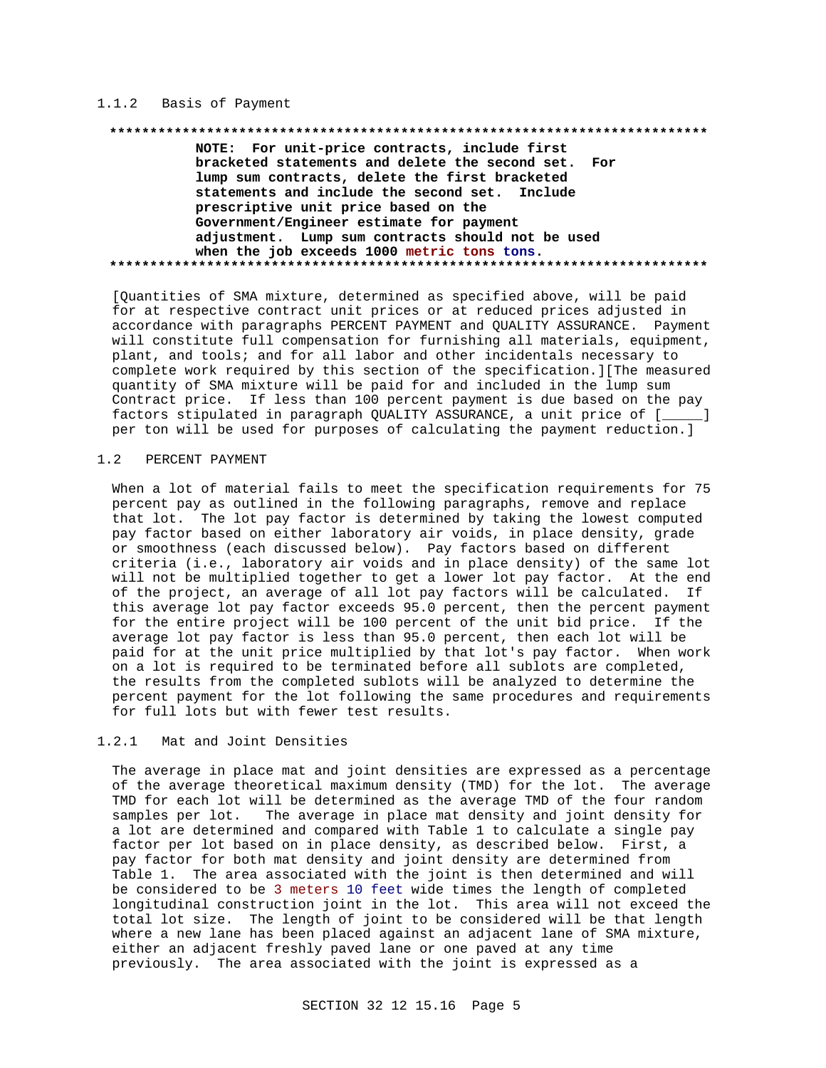### 1.1.2 Basis of Payment

```
**************************************************************************
          NOTE:  For unit-price contracts, include first
          bracketed statements and delete the second set.  For
          lump sum contracts, delete the first bracketed
          statements and include the second set.  Include
          prescriptive unit price based on the
          Government/Engineer estimate for payment
          adjustment.  Lump sum contracts should not be used
          when the job exceeds 1000 metric tons tons.
**************************************************************************
```

[Quantities of SMA mixture, determined as specified above, will be paid for at respective contract unit prices or at reduced prices adjusted in accordance with paragraphs PERCENT PAYMENT and QUALITY ASSURANCE. Payment will constitute full compensation for furnishing all materials, equipment, plant, and tools; and for all labor and other incidentals necessary to complete work required by this section of the specification.][The measured quantity of SMA mixture will be paid for and included in the lump sum Contract price. If less than 100 percent payment is due based on the pay factors stipulated in paragraph QUALITY ASSURANCE, a unit price of [_____] per ton will be used for purposes of calculating the payment reduction.]

## 1.2 PERCENT PAYMENT

When a lot of material fails to meet the specification requirements for 75 percent pay as outlined in the following paragraphs, remove and replace that lot. The lot pay factor is determined by taking the lowest computed pay factor based on either laboratory air voids, in place density, grade or smoothness (each discussed below). Pay factors based on different criteria (i.e., laboratory air voids and in place density) of the same lot will not be multiplied together to get a lower lot pay factor. At the end of the project, an average of all lot pay factors will be calculated. If this average lot pay factor exceeds 95.0 percent, then the percent payment for the entire project will be 100 percent of the unit bid price. If the average lot pay factor is less than 95.0 percent, then each lot will be paid for at the unit price multiplied by that lot's pay factor. When work on a lot is required to be terminated before all sublots are completed, the results from the completed sublots will be analyzed to determine the percent payment for the lot following the same procedures and requirements for full lots but with fewer test results.

### 1.2.1 Mat and Joint Densities

The average in place mat and joint densities are expressed as a percentage of the average theoretical maximum density (TMD) for the lot. The average TMD for each lot will be determined as the average TMD of the four random samples per lot. The average in place mat density and joint density for a lot are determined and compared with Table 1 to calculate a single pay factor per lot based on in place density, as described below. First, a pay factor for both mat density and joint density are determined from Table 1. The area associated with the joint is then determined and will be considered to be 3 meters 10 feet wide times the length of completed longitudinal construction joint in the lot. This area will not exceed the total lot size. The length of joint to be considered will be that length where a new lane has been placed against an adjacent lane of SMA mixture, either an adjacent freshly paved lane or one paved at any time previously. The area associated with the joint is expressed as a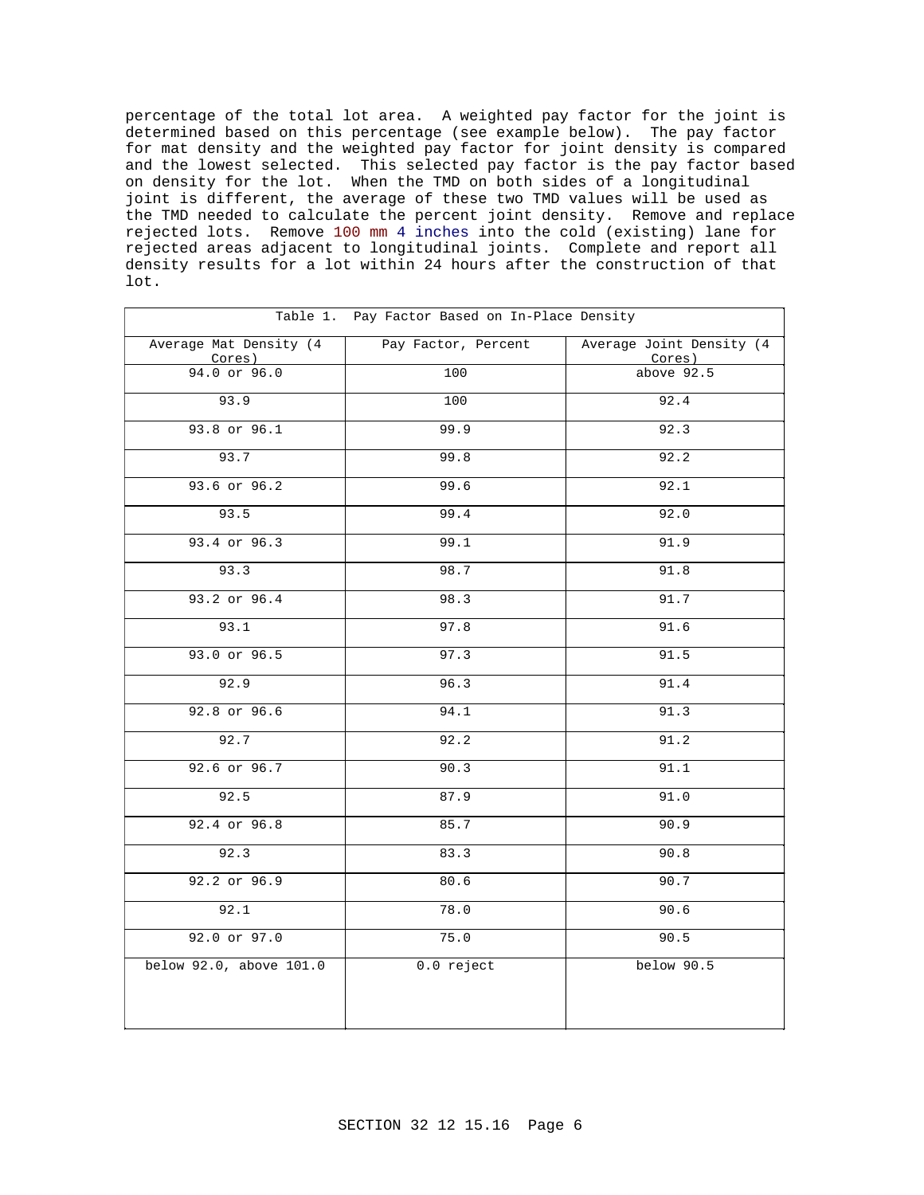percentage of the total lot area. A weighted pay factor for the joint is determined based on this percentage (see example below). The pay factor for mat density and the weighted pay factor for joint density is compared and the lowest selected. This selected pay factor is the pay factor based on density for the lot. When the TMD on both sides of a longitudinal joint is different, the average of these two TMD values will be used as the TMD needed to calculate the percent joint density. Remove and replace rejected lots. Remove 100 mm 4 inches into the cold (existing) lane for rejected areas adjacent to longitudinal joints. Complete and report all density results for a lot within 24 hours after the construction of that lot.

Table 1. Pay Factor Based on In-Place Density

| Average Mat Density (4 Cores) | Pay Factor, Percent | Average Joint Density (4 Cores) |
|---|---|---|
| 94.0 or 96.0 | 100 | above 92.5 |
| 93.9 | 100 | 92.4 |
| 93.8 or 96.1 | 99.9 | 92.3 |
| 93.7 | 99.8 | 92.2 |
| 93.6 or 96.2 | 99.6 | 92.1 |
| 93.5 | 99.4 | 92.0 |
| 93.4 or 96.3 | 99.1 | 91.9 |
| 93.3 | 98.7 | 91.8 |
| 93.2 or 96.4 | 98.3 | 91.7 |
| 93.1 | 97.8 | 91.6 |
| 93.0 or 96.5 | 97.3 | 91.5 |
| 92.9 | 96.3 | 91.4 |
| 92.8 or 96.6 | 94.1 | 91.3 |
| 92.7 | 92.2 | 91.2 |
| 92.6 or 96.7 | 90.3 | 91.1 |
| 92.5 | 87.9 | 91.0 |
| 92.4 or 96.8 | 85.7 | 90.9 |
| 92.3 | 83.3 | 90.8 |
| 92.2 or 96.9 | 80.6 | 90.7 |
| 92.1 | 78.0 | 90.6 |
| 92.0 or 97.0 | 75.0 | 90.5 |
| below 92.0, above 101.0 | 0.0 reject | below 90.5 |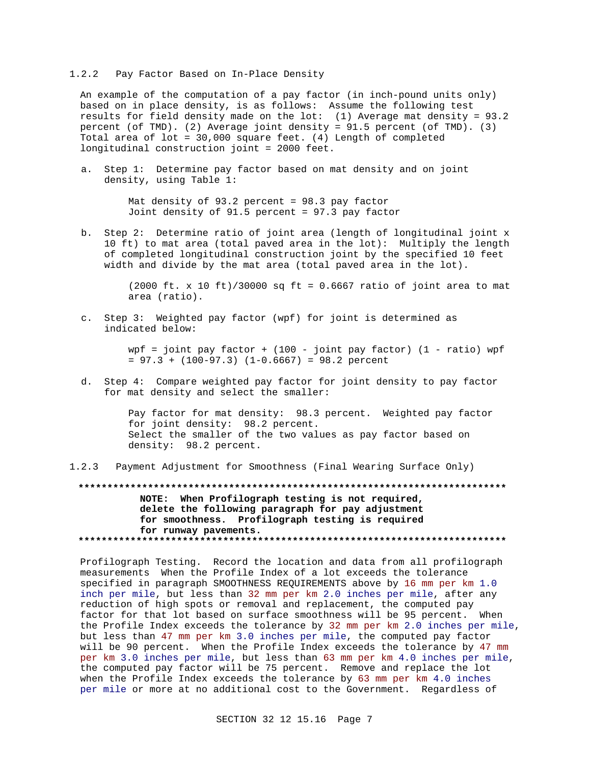### 1.2.2 Pay Factor Based on In-Place Density

An example of the computation of a pay factor (in inch-pound units only) based on in place density, is as follows: Assume the following test results for field density made on the lot: (1) Average mat density = 93.2 percent (of TMD). (2) Average joint density = 91.5 percent (of TMD). (3) Total area of lot = 30,000 square feet. (4) Length of completed longitudinal construction joint = 2000 feet.

a. Step 1: Determine pay factor based on mat density and on joint density, using Table 1:

   Mat density of 93.2 percent = 98.3 pay factor
   Joint density of 91.5 percent = 97.3 pay factor

b. Step 2: Determine ratio of joint area (length of longitudinal joint x 10 ft) to mat area (total paved area in the lot): Multiply the length of completed longitudinal construction joint by the specified 10 feet width and divide by the mat area (total paved area in the lot).

   (2000 ft. x 10 ft)/30000 sq ft = 0.6667 ratio of joint area to mat area (ratio).

c. Step 3: Weighted pay factor (wpf) for joint is determined as indicated below:

   wpf = joint pay factor + (100 - joint pay factor) (1 - ratio) wpf = 97.3 + (100-97.3) (1-0.6667) = 98.2 percent

d. Step 4: Compare weighted pay factor for joint density to pay factor for mat density and select the smaller:

   Pay factor for mat density: 98.3 percent. Weighted pay factor for joint density: 98.2 percent.
   Select the smaller of the two values as pay factor based on density: 98.2 percent.

### 1.2.3 Payment Adjustment for Smoothness (Final Wearing Surface Only)

**************************************************************************
**NOTE: When Profilograph testing is not required, delete the following paragraph for pay adjustment for smoothness. Profilograph testing is required for runway pavements.**
**************************************************************************

Profilograph Testing. Record the location and data from all profilograph measurements When the Profile Index of a lot exceeds the tolerance specified in paragraph SMOOTHNESS REQUIREMENTS above by 16 mm per km 1.0 inch per mile, but less than 32 mm per km 2.0 inches per mile, after any reduction of high spots or removal and replacement, the computed pay factor for that lot based on surface smoothness will be 95 percent. When the Profile Index exceeds the tolerance by 32 mm per km 2.0 inches per mile, but less than 47 mm per km 3.0 inches per mile, the computed pay factor will be 90 percent. When the Profile Index exceeds the tolerance by 47 mm per km 3.0 inches per mile, but less than 63 mm per km 4.0 inches per mile, the computed pay factor will be 75 percent. Remove and replace the lot when the Profile Index exceeds the tolerance by 63 mm per km 4.0 inches per mile or more at no additional cost to the Government. Regardless of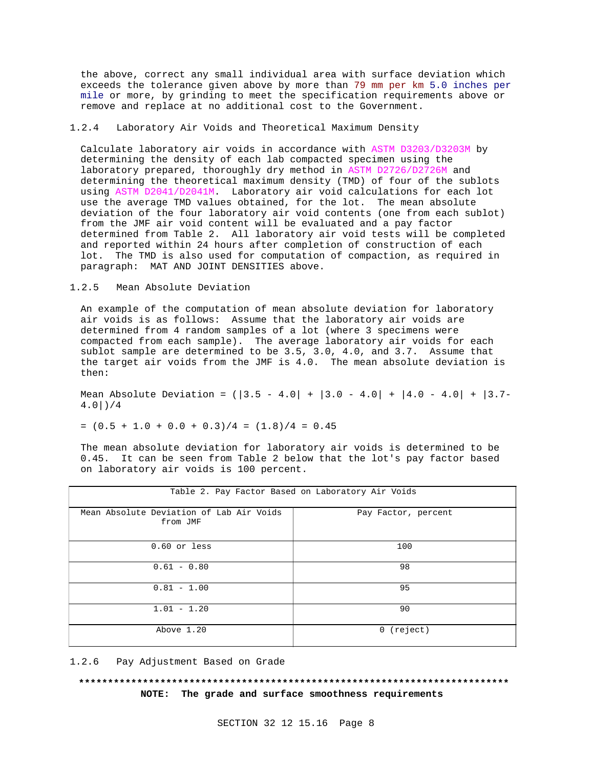the above, correct any small individual area with surface deviation which exceeds the tolerance given above by more than 79 mm per km 5.0 inches per mile or more, by grinding to meet the specification requirements above or remove and replace at no additional cost to the Government.

### 1.2.4 Laboratory Air Voids and Theoretical Maximum Density

Calculate laboratory air voids in accordance with ASTM D3203/D3203M by determining the density of each lab compacted specimen using the laboratory prepared, thoroughly dry method in ASTM D2726/D2726M and determining the theoretical maximum density (TMD) of four of the sublots using ASTM D2041/D2041M. Laboratory air void calculations for each lot use the average TMD values obtained, for the lot. The mean absolute deviation of the four laboratory air void contents (one from each sublot) from the JMF air void content will be evaluated and a pay factor determined from Table 2. All laboratory air void tests will be completed and reported within 24 hours after completion of construction of each lot. The TMD is also used for computation of compaction, as required in paragraph: MAT AND JOINT DENSITIES above.

### 1.2.5 Mean Absolute Deviation

An example of the computation of mean absolute deviation for laboratory air voids is as follows: Assume that the laboratory air voids are determined from 4 random samples of a lot (where 3 specimens were compacted from each sample). The average laboratory air voids for each sublot sample are determined to be 3.5, 3.0, 4.0, and 3.7. Assume that the target air voids from the JMF is 4.0. The mean absolute deviation is then:

$$\text{Mean Absolute Deviation} = (|3.5 - 4.0| + |3.0 - 4.0| + |4.0 - 4.0| + |3.7 - 4.0|)/4$$

$$= (0.5 + 1.0 + 0.0 + 0.3)/4 = (1.8)/4 = 0.45$$

The mean absolute deviation for laboratory air voids is determined to be 0.45. It can be seen from Table 2 below that the lot's pay factor based on laboratory air voids is 100 percent.

| Table 2. Pay Factor Based on Laboratory Air Voids | |
|---|---|
| Mean Absolute Deviation of Lab Air Voids from JMF | Pay Factor, percent |
| 0.60 or less | 100 |
| 0.61 - 0.80 | 98 |
| 0.81 - 1.00 | 95 |
| 1.01 - 1.20 | 90 |
| Above 1.20 | 0 (reject) |

### 1.2.6 Pay Adjustment Based on Grade

**************************************************************************

**NOTE: The grade and surface smoothness requirements**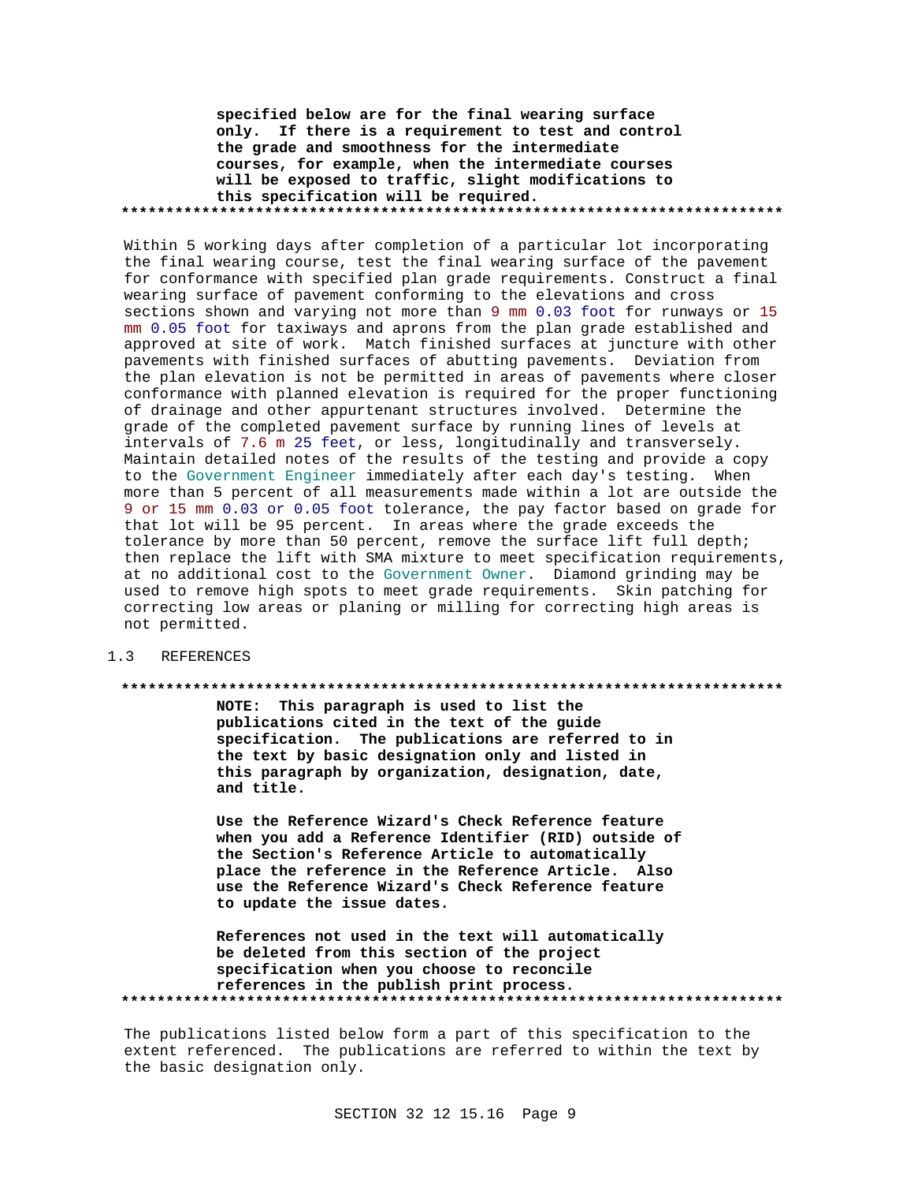**specified below are for the final wearing surface only. If there is a requirement to test and control the grade and smoothness for the intermediate courses, for example, when the intermediate courses will be exposed to traffic, slight modifications to this specification will be required.**

**************************************************************************

Within 5 working days after completion of a particular lot incorporating the final wearing course, test the final wearing surface of the pavement for conformance with specified plan grade requirements. Construct a final wearing surface of pavement conforming to the elevations and cross sections shown and varying not more than 9 mm 0.03 foot for runways or 15 mm 0.05 foot for taxiways and aprons from the plan grade established and approved at site of work. Match finished surfaces at juncture with other pavements with finished surfaces of abutting pavements. Deviation from the plan elevation is not be permitted in areas of pavements where closer conformance with planned elevation is required for the proper functioning of drainage and other appurtenant structures involved. Determine the grade of the completed pavement surface by running lines of levels at intervals of 7.6 m 25 feet, or less, longitudinally and transversely. Maintain detailed notes of the results of the testing and provide a copy to the Government Engineer immediately after each day's testing. When more than 5 percent of all measurements made within a lot are outside the 9 or 15 mm 0.03 or 0.05 foot tolerance, the pay factor based on grade for that lot will be 95 percent. In areas where the grade exceeds the tolerance by more than 50 percent, remove the surface lift full depth; then replace the lift with SMA mixture to meet specification requirements, at no additional cost to the Government Owner. Diamond grinding may be used to remove high spots to meet grade requirements. Skin patching for correcting low areas or planing or milling for correcting high areas is not permitted.

## 1.3 REFERENCES

**************************************************************************

**NOTE: This paragraph is used to list the publications cited in the text of the guide specification. The publications are referred to in the text by basic designation only and listed in this paragraph by organization, designation, date, and title.**

**Use the Reference Wizard's Check Reference feature when you add a Reference Identifier (RID) outside of the Section's Reference Article to automatically place the reference in the Reference Article. Also use the Reference Wizard's Check Reference feature to update the issue dates.**

**References not used in the text will automatically be deleted from this section of the project specification when you choose to reconcile references in the publish print process.**

**************************************************************************

The publications listed below form a part of this specification to the extent referenced. The publications are referred to within the text by the basic designation only.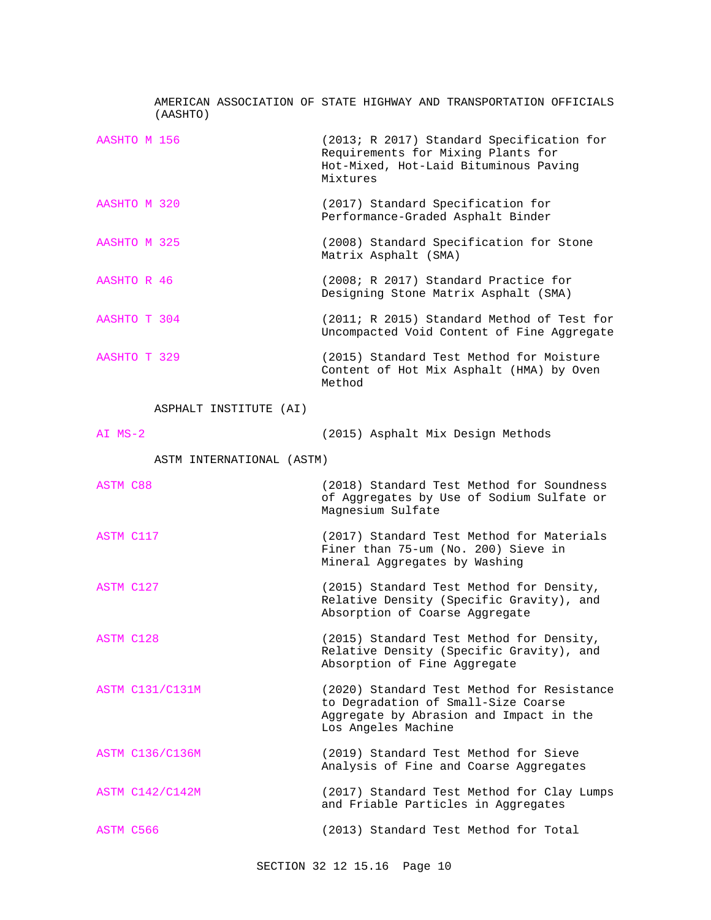AMERICAN ASSOCIATION OF STATE HIGHWAY AND TRANSPORTATION OFFICIALS (AASHTO)

| | |
|---|---|
| AASHTO M 156 | (2013; R 2017) Standard Specification for Requirements for Mixing Plants for Hot-Mixed, Hot-Laid Bituminous Paving Mixtures |
| AASHTO M 320 | (2017) Standard Specification for Performance-Graded Asphalt Binder |
| AASHTO M 325 | (2008) Standard Specification for Stone Matrix Asphalt (SMA) |
| AASHTO R 46 | (2008; R 2017) Standard Practice for Designing Stone Matrix Asphalt (SMA) |
| AASHTO T 304 | (2011; R 2015) Standard Method of Test for Uncompacted Void Content of Fine Aggregate |
| AASHTO T 329 | (2015) Standard Test Method for Moisture Content of Hot Mix Asphalt (HMA) by Oven Method |

ASPHALT INSTITUTE (AI)

| | |
|---|---|
| AI MS-2 | (2015) Asphalt Mix Design Methods |

ASTM INTERNATIONAL (ASTM)

| | |
|---|---|
| ASTM C88 | (2018) Standard Test Method for Soundness of Aggregates by Use of Sodium Sulfate or Magnesium Sulfate |
| ASTM C117 | (2017) Standard Test Method for Materials Finer than 75-um (No. 200) Sieve in Mineral Aggregates by Washing |
| ASTM C127 | (2015) Standard Test Method for Density, Relative Density (Specific Gravity), and Absorption of Coarse Aggregate |
| ASTM C128 | (2015) Standard Test Method for Density, Relative Density (Specific Gravity), and Absorption of Fine Aggregate |
| ASTM C131/C131M | (2020) Standard Test Method for Resistance to Degradation of Small-Size Coarse Aggregate by Abrasion and Impact in the Los Angeles Machine |
| ASTM C136/C136M | (2019) Standard Test Method for Sieve Analysis of Fine and Coarse Aggregates |
| ASTM C142/C142M | (2017) Standard Test Method for Clay Lumps and Friable Particles in Aggregates |
| ASTM C566 | (2013) Standard Test Method for Total |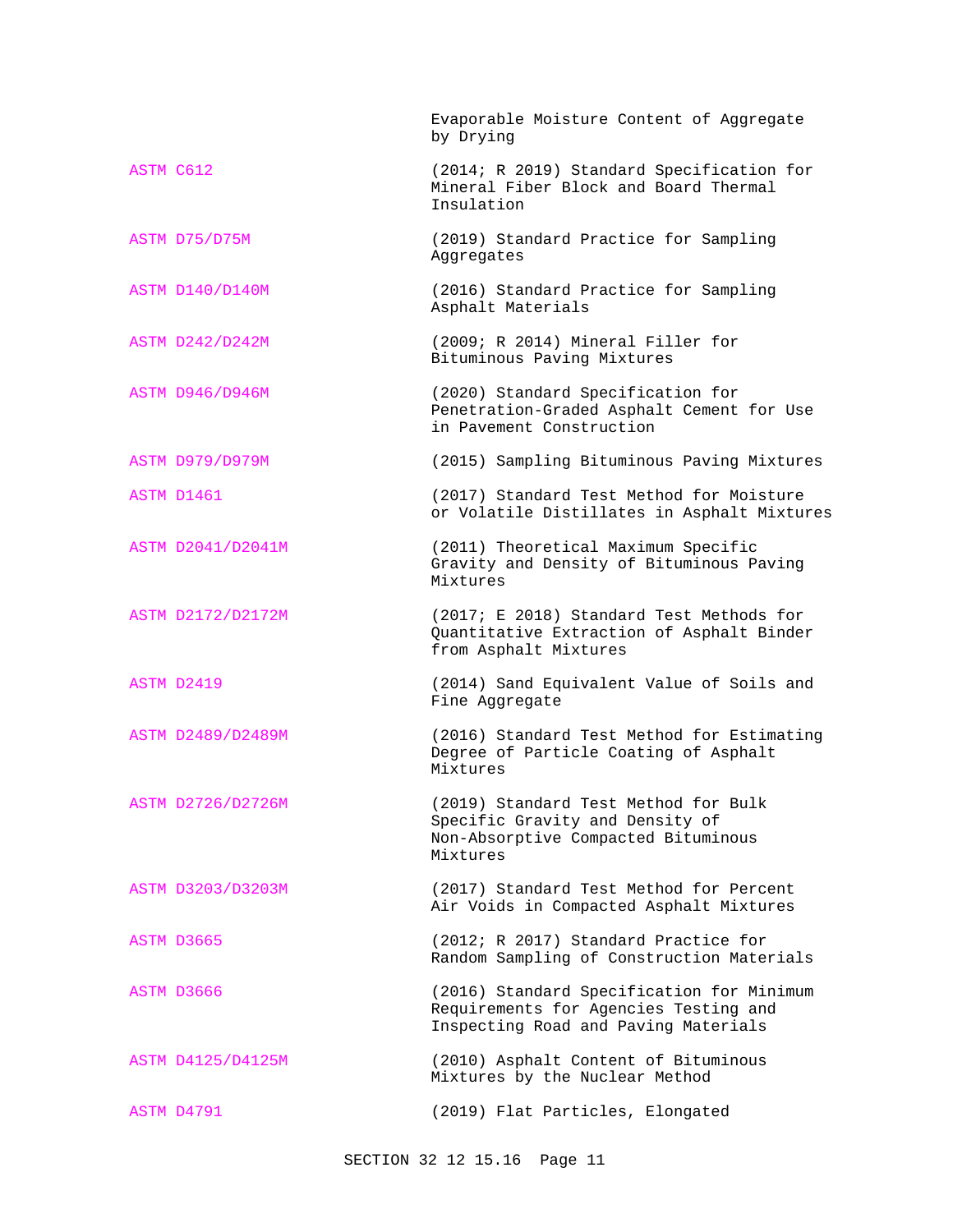| | |
|---|---|
| | Evaporable Moisture Content of Aggregate by Drying |
| ASTM C612 | (2014; R 2019) Standard Specification for Mineral Fiber Block and Board Thermal Insulation |
| ASTM D75/D75M | (2019) Standard Practice for Sampling Aggregates |
| ASTM D140/D140M | (2016) Standard Practice for Sampling Asphalt Materials |
| ASTM D242/D242M | (2009; R 2014) Mineral Filler for Bituminous Paving Mixtures |
| ASTM D946/D946M | (2020) Standard Specification for Penetration-Graded Asphalt Cement for Use in Pavement Construction |
| ASTM D979/D979M | (2015) Sampling Bituminous Paving Mixtures |
| ASTM D1461 | (2017) Standard Test Method for Moisture or Volatile Distillates in Asphalt Mixtures |
| ASTM D2041/D2041M | (2011) Theoretical Maximum Specific Gravity and Density of Bituminous Paving Mixtures |
| ASTM D2172/D2172M | (2017; E 2018) Standard Test Methods for Quantitative Extraction of Asphalt Binder from Asphalt Mixtures |
| ASTM D2419 | (2014) Sand Equivalent Value of Soils and Fine Aggregate |
| ASTM D2489/D2489M | (2016) Standard Test Method for Estimating Degree of Particle Coating of Asphalt Mixtures |
| ASTM D2726/D2726M | (2019) Standard Test Method for Bulk Specific Gravity and Density of Non-Absorptive Compacted Bituminous Mixtures |
| ASTM D3203/D3203M | (2017) Standard Test Method for Percent Air Voids in Compacted Asphalt Mixtures |
| ASTM D3665 | (2012; R 2017) Standard Practice for Random Sampling of Construction Materials |
| ASTM D3666 | (2016) Standard Specification for Minimum Requirements for Agencies Testing and Inspecting Road and Paving Materials |
| ASTM D4125/D4125M | (2010) Asphalt Content of Bituminous Mixtures by the Nuclear Method |
| ASTM D4791 | (2019) Flat Particles, Elongated |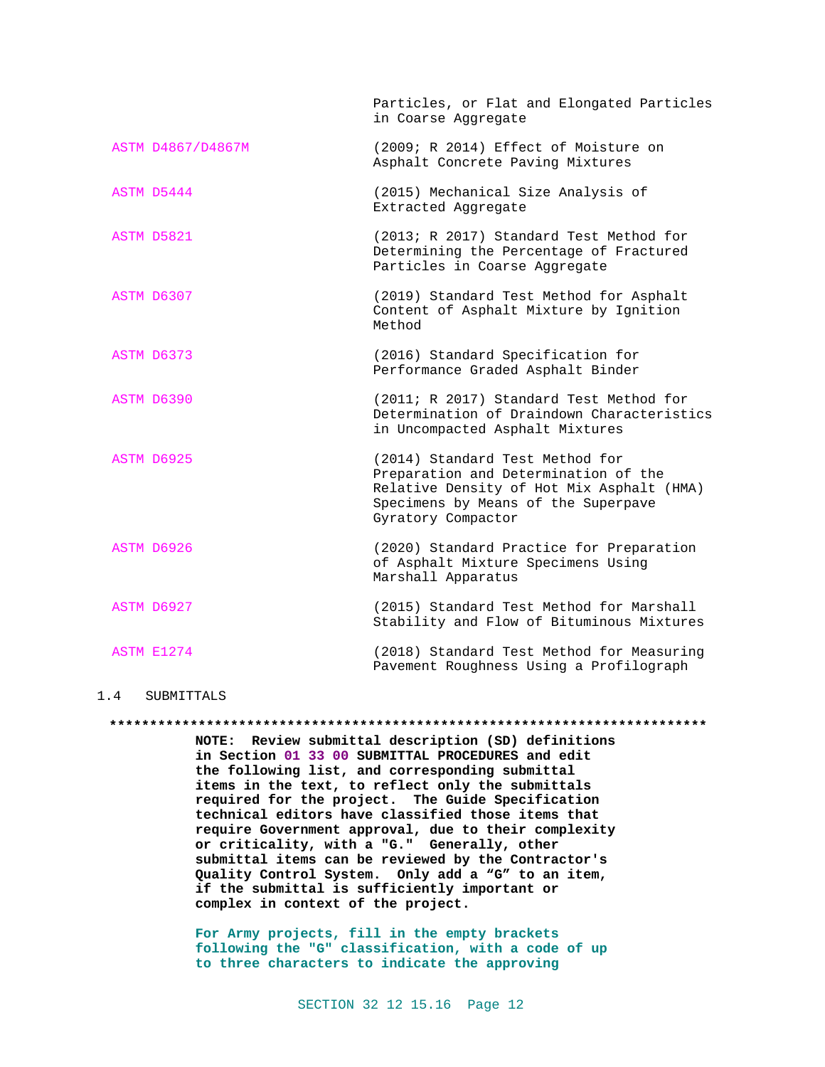| | |
|---|---|
| | Particles, or Flat and Elongated Particles in Coarse Aggregate |
| ASTM D4867/D4867M | (2009; R 2014) Effect of Moisture on Asphalt Concrete Paving Mixtures |
| ASTM D5444 | (2015) Mechanical Size Analysis of Extracted Aggregate |
| ASTM D5821 | (2013; R 2017) Standard Test Method for Determining the Percentage of Fractured Particles in Coarse Aggregate |
| ASTM D6307 | (2019) Standard Test Method for Asphalt Content of Asphalt Mixture by Ignition Method |
| ASTM D6373 | (2016) Standard Specification for Performance Graded Asphalt Binder |
| ASTM D6390 | (2011; R 2017) Standard Test Method for Determination of Draindown Characteristics in Uncompacted Asphalt Mixtures |
| ASTM D6925 | (2014) Standard Test Method for Preparation and Determination of the Relative Density of Hot Mix Asphalt (HMA) Specimens by Means of the Superpave Gyratory Compactor |
| ASTM D6926 | (2020) Standard Practice for Preparation of Asphalt Mixture Specimens Using Marshall Apparatus |
| ASTM D6927 | (2015) Standard Test Method for Marshall Stability and Flow of Bituminous Mixtures |
| ASTM E1274 | (2018) Standard Test Method for Measuring Pavement Roughness Using a Profilograph |

## 1.4 SUBMITTALS

**************************************************************************

**NOTE: Review submittal description (SD) definitions in Section 01 33 00 SUBMITTAL PROCEDURES and edit the following list, and corresponding submittal items in the text, to reflect only the submittals required for the project. The Guide Specification technical editors have classified those items that require Government approval, due to their complexity or criticality, with a "G." Generally, other submittal items can be reviewed by the Contractor's Quality Control System. Only add a "G" to an item, if the submittal is sufficiently important or complex in context of the project.**

**For Army projects, fill in the empty brackets following the "G" classification, with a code of up to three characters to indicate the approving**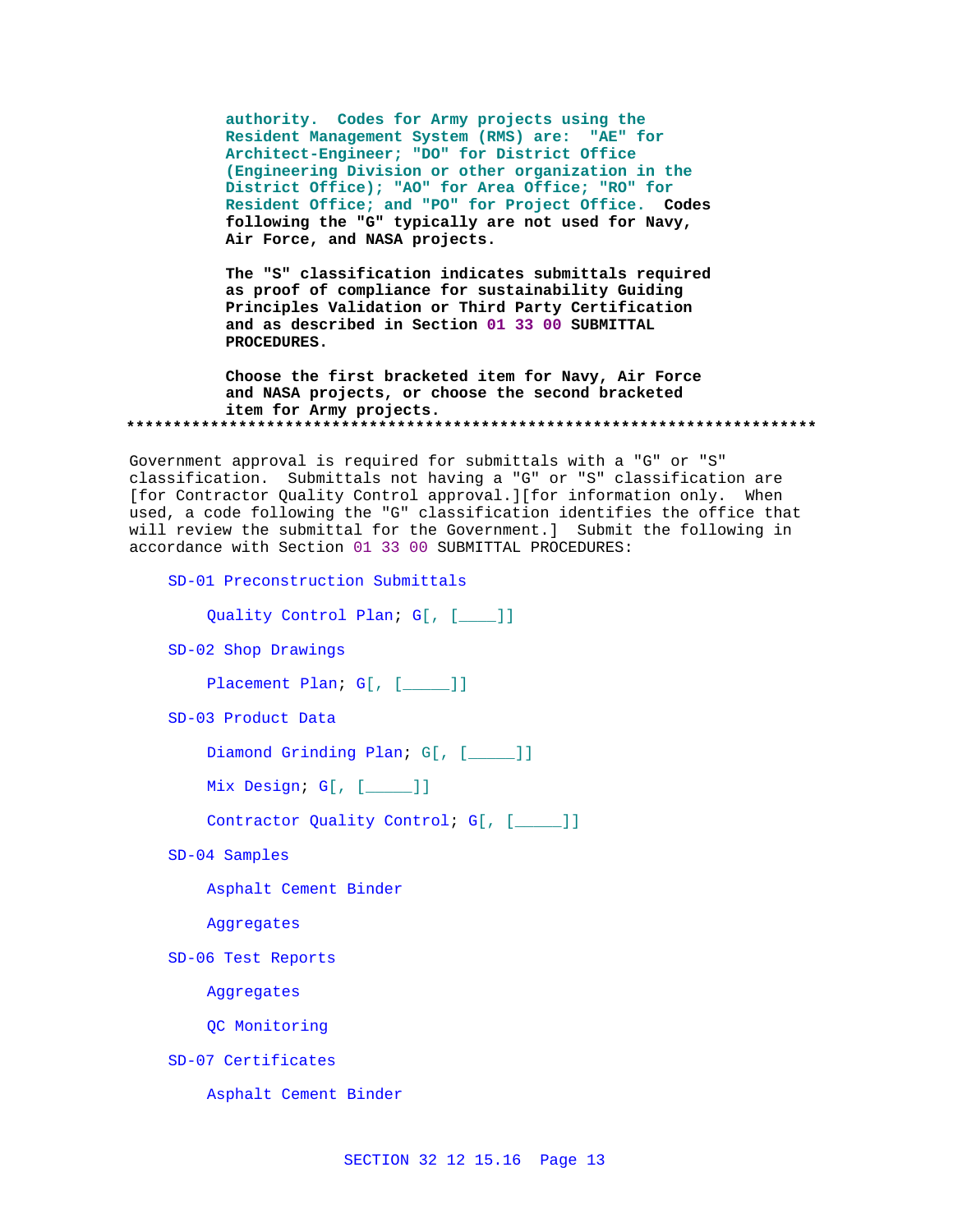authority. Codes for Army projects using the Resident Management System (RMS) are: "AE" for Architect-Engineer; "DO" for District Office (Engineering Division or other organization in the District Office); "AO" for Area Office; "RO" for Resident Office; and "PO" for Project Office. Codes following the "G" typically are not used for Navy, Air Force, and NASA projects.

The "S" classification indicates submittals required as proof of compliance for sustainability Guiding Principles Validation or Third Party Certification and as described in Section 01 33 00 SUBMITTAL PROCEDURES.

Choose the first bracketed item for Navy, Air Force and NASA projects, or choose the second bracketed item for Army projects.

**************************************************************************

Government approval is required for submittals with a "G" or "S" classification. Submittals not having a "G" or "S" classification are [for Contractor Quality Control approval.][for information only. When used, a code following the "G" classification identifies the office that will review the submittal for the Government.] Submit the following in accordance with Section 01 33 00 SUBMITTAL PROCEDURES:

SD-01 Preconstruction Submittals

Quality Control Plan; G[, [____]]

SD-02 Shop Drawings

Placement Plan; G[, [_____]]

SD-03 Product Data

Diamond Grinding Plan; G[, [_____]]

Mix Design; G[, [_____]]

Contractor Quality Control; G[, [_____]]

SD-04 Samples

Asphalt Cement Binder

Aggregates

SD-06 Test Reports

Aggregates

QC Monitoring

SD-07 Certificates

Asphalt Cement Binder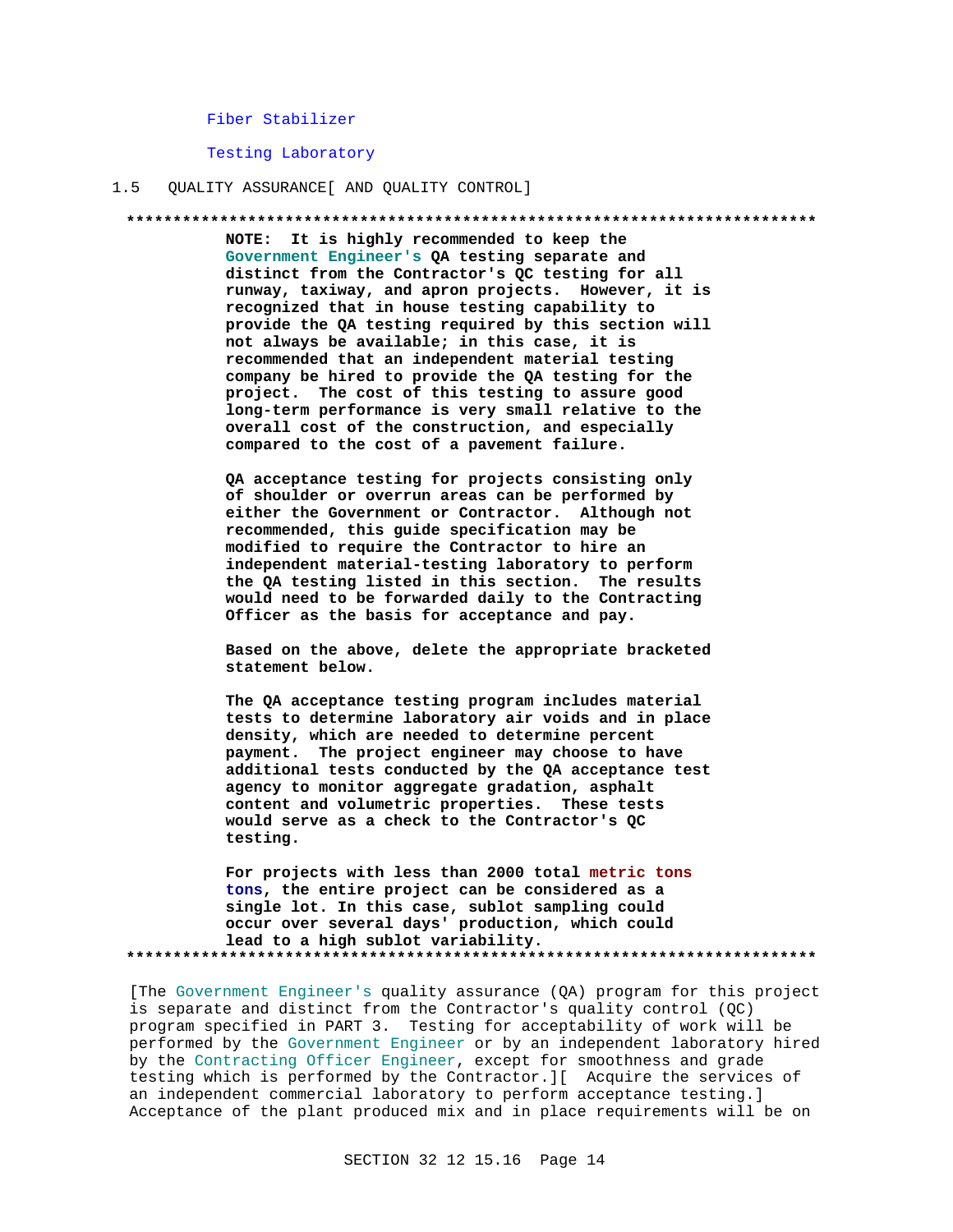Fiber Stabilizer

Testing Laboratory

## 1.5 QUALITY ASSURANCE[ AND QUALITY CONTROL]

**************************************************************************

**NOTE: It is highly recommended to keep the Government Engineer's QA testing separate and distinct from the Contractor's QC testing for all runway, taxiway, and apron projects. However, it is recognized that in house testing capability to provide the QA testing required by this section will not always be available; in this case, it is recommended that an independent material testing company be hired to provide the QA testing for the project. The cost of this testing to assure good long-term performance is very small relative to the overall cost of the construction, and especially compared to the cost of a pavement failure.**

**QA acceptance testing for projects consisting only of shoulder or overrun areas can be performed by either the Government or Contractor. Although not recommended, this guide specification may be modified to require the Contractor to hire an independent material-testing laboratory to perform the QA testing listed in this section. The results would need to be forwarded daily to the Contracting Officer as the basis for acceptance and pay.**

**Based on the above, delete the appropriate bracketed statement below.**

**The QA acceptance testing program includes material tests to determine laboratory air voids and in place density, which are needed to determine percent payment. The project engineer may choose to have additional tests conducted by the QA acceptance test agency to monitor aggregate gradation, asphalt content and volumetric properties. These tests would serve as a check to the Contractor's QC testing.**

**For projects with less than 2000 total metric tons tons, the entire project can be considered as a single lot. In this case, sublot sampling could occur over several days' production, which could lead to a high sublot variability.**

**************************************************************************

[The Government Engineer's quality assurance (QA) program for this project is separate and distinct from the Contractor's quality control (QC) program specified in PART 3. Testing for acceptability of work will be performed by the Government Engineer or by an independent laboratory hired by the Contracting Officer Engineer, except for smoothness and grade testing which is performed by the Contractor.][ Acquire the services of an independent commercial laboratory to perform acceptance testing.] Acceptance of the plant produced mix and in place requirements will be on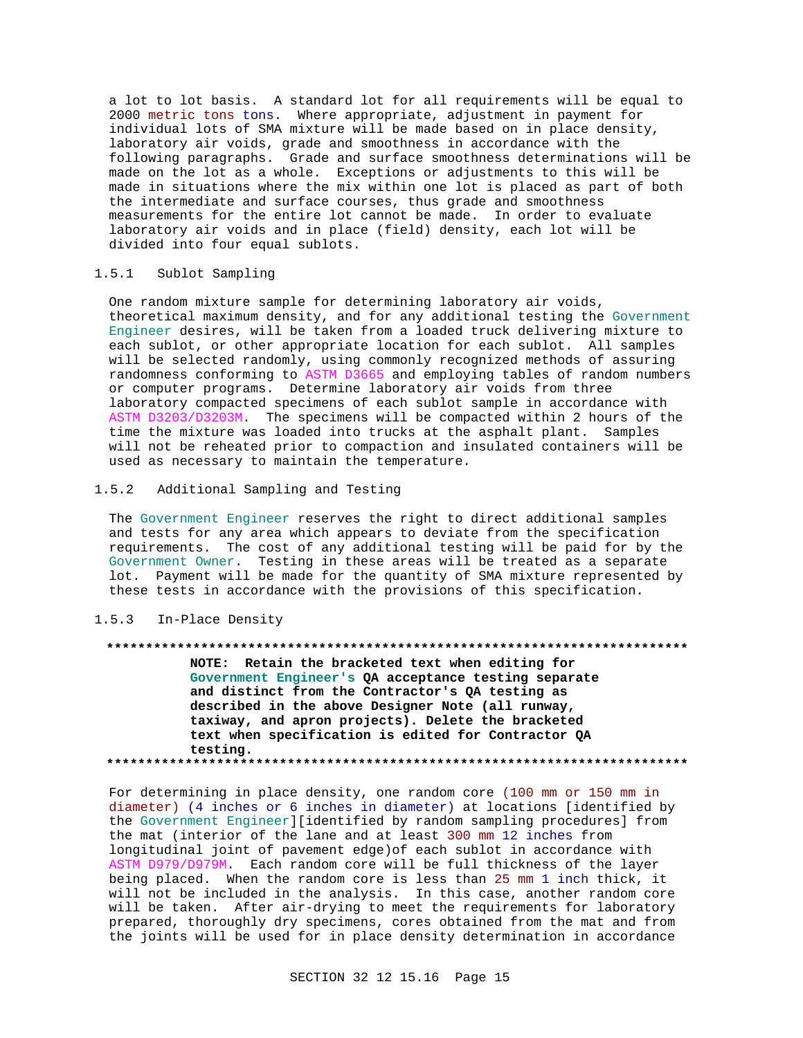a lot to lot basis. A standard lot for all requirements will be equal to 2000 metric tons tons. Where appropriate, adjustment in payment for individual lots of SMA mixture will be made based on in place density, laboratory air voids, grade and smoothness in accordance with the following paragraphs. Grade and surface smoothness determinations will be made on the lot as a whole. Exceptions or adjustments to this will be made in situations where the mix within one lot is placed as part of both the intermediate and surface courses, thus grade and smoothness measurements for the entire lot cannot be made. In order to evaluate laboratory air voids and in place (field) density, each lot will be divided into four equal sublots.

### 1.5.1 Sublot Sampling

One random mixture sample for determining laboratory air voids, theoretical maximum density, and for any additional testing the Government Engineer desires, will be taken from a loaded truck delivering mixture to each sublot, or other appropriate location for each sublot. All samples will be selected randomly, using commonly recognized methods of assuring randomness conforming to ASTM D3665 and employing tables of random numbers or computer programs. Determine laboratory air voids from three laboratory compacted specimens of each sublot sample in accordance with ASTM D3203/D3203M. The specimens will be compacted within 2 hours of the time the mixture was loaded into trucks at the asphalt plant. Samples will not be reheated prior to compaction and insulated containers will be used as necessary to maintain the temperature.

### 1.5.2 Additional Sampling and Testing

The Government Engineer reserves the right to direct additional samples and tests for any area which appears to deviate from the specification requirements. The cost of any additional testing will be paid for by the Government Owner. Testing in these areas will be treated as a separate lot. Payment will be made for the quantity of SMA mixture represented by these tests in accordance with the provisions of this specification.

### 1.5.3 In-Place Density

**************************************************************************

**NOTE: Retain the bracketed text when editing for Government Engineer's QA acceptance testing separate and distinct from the Contractor's QA testing as described in the above Designer Note (all runway, taxiway, and apron projects). Delete the bracketed text when specification is edited for Contractor QA testing.**

**************************************************************************

For determining in place density, one random core (100 mm or 150 mm in diameter) (4 inches or 6 inches in diameter) at locations [identified by the Government Engineer][identified by random sampling procedures] from the mat (interior of the lane and at least 300 mm 12 inches from longitudinal joint of pavement edge)of each sublot in accordance with ASTM D979/D979M. Each random core will be full thickness of the layer being placed. When the random core is less than 25 mm 1 inch thick, it will not be included in the analysis. In this case, another random core will be taken. After air-drying to meet the requirements for laboratory prepared, thoroughly dry specimens, cores obtained from the mat and from the joints will be used for in place density determination in accordance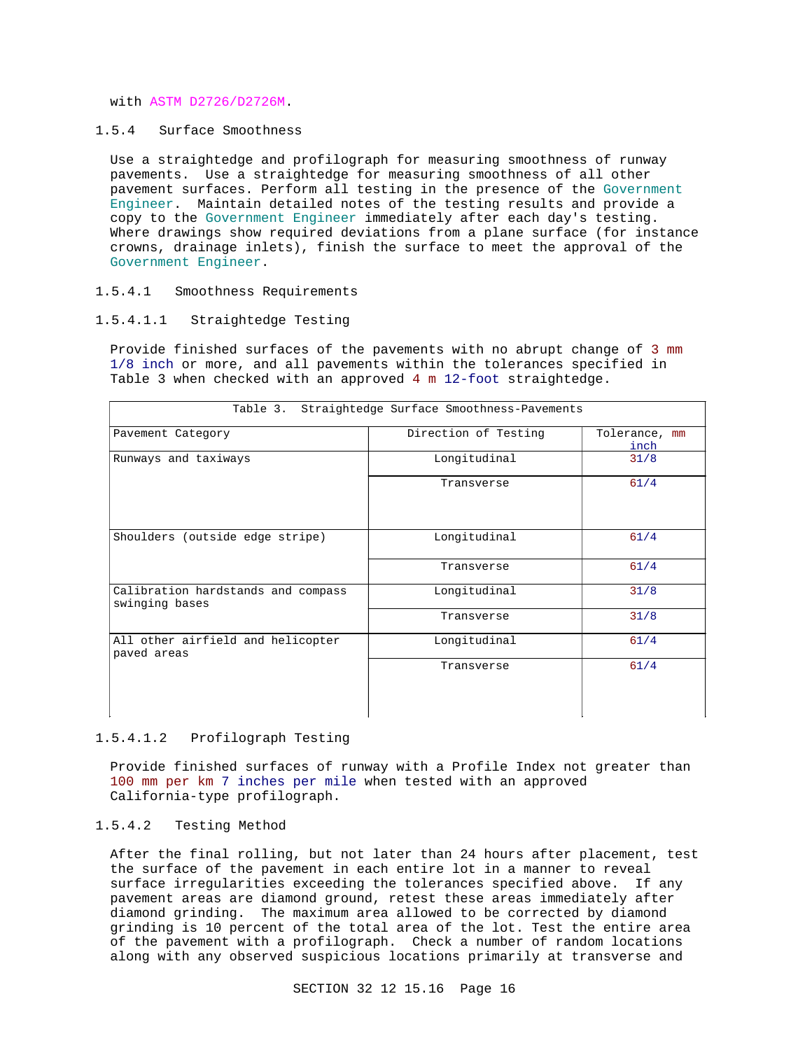with ASTM D2726/D2726M.

### 1.5.4 Surface Smoothness

Use a straightedge and profilograph for measuring smoothness of runway pavements. Use a straightedge for measuring smoothness of all other pavement surfaces. Perform all testing in the presence of the Government Engineer. Maintain detailed notes of the testing results and provide a copy to the Government Engineer immediately after each day's testing. Where drawings show required deviations from a plane surface (for instance crowns, drainage inlets), finish the surface to meet the approval of the Government Engineer.

#### 1.5.4.1 Smoothness Requirements

##### 1.5.4.1.1 Straightedge Testing

Provide finished surfaces of the pavements with no abrupt change of 3 mm 1/8 inch or more, and all pavements within the tolerances specified in Table 3 when checked with an approved 4 m 12-foot straightedge.

| Table 3. Straightedge Surface Smoothness-Pavements | | |
|---|---|---|
| Pavement Category | Direction of Testing | Tolerance, mm inch |
| Runways and taxiways | Longitudinal | 31/8 |
| | Transverse | 61/4 |
| Shoulders (outside edge stripe) | Longitudinal | 61/4 |
| | Transverse | 61/4 |
| Calibration hardstands and compass swinging bases | Longitudinal | 31/8 |
| | Transverse | 31/8 |
| All other airfield and helicopter paved areas | Longitudinal | 61/4 |
| | Transverse | 61/4 |

##### 1.5.4.1.2 Profilograph Testing

Provide finished surfaces of runway with a Profile Index not greater than 100 mm per km 7 inches per mile when tested with an approved California-type profilograph.

#### 1.5.4.2 Testing Method

After the final rolling, but not later than 24 hours after placement, test the surface of the pavement in each entire lot in a manner to reveal surface irregularities exceeding the tolerances specified above. If any pavement areas are diamond ground, retest these areas immediately after diamond grinding. The maximum area allowed to be corrected by diamond grinding is 10 percent of the total area of the lot. Test the entire area of the pavement with a profilograph. Check a number of random locations along with any observed suspicious locations primarily at transverse and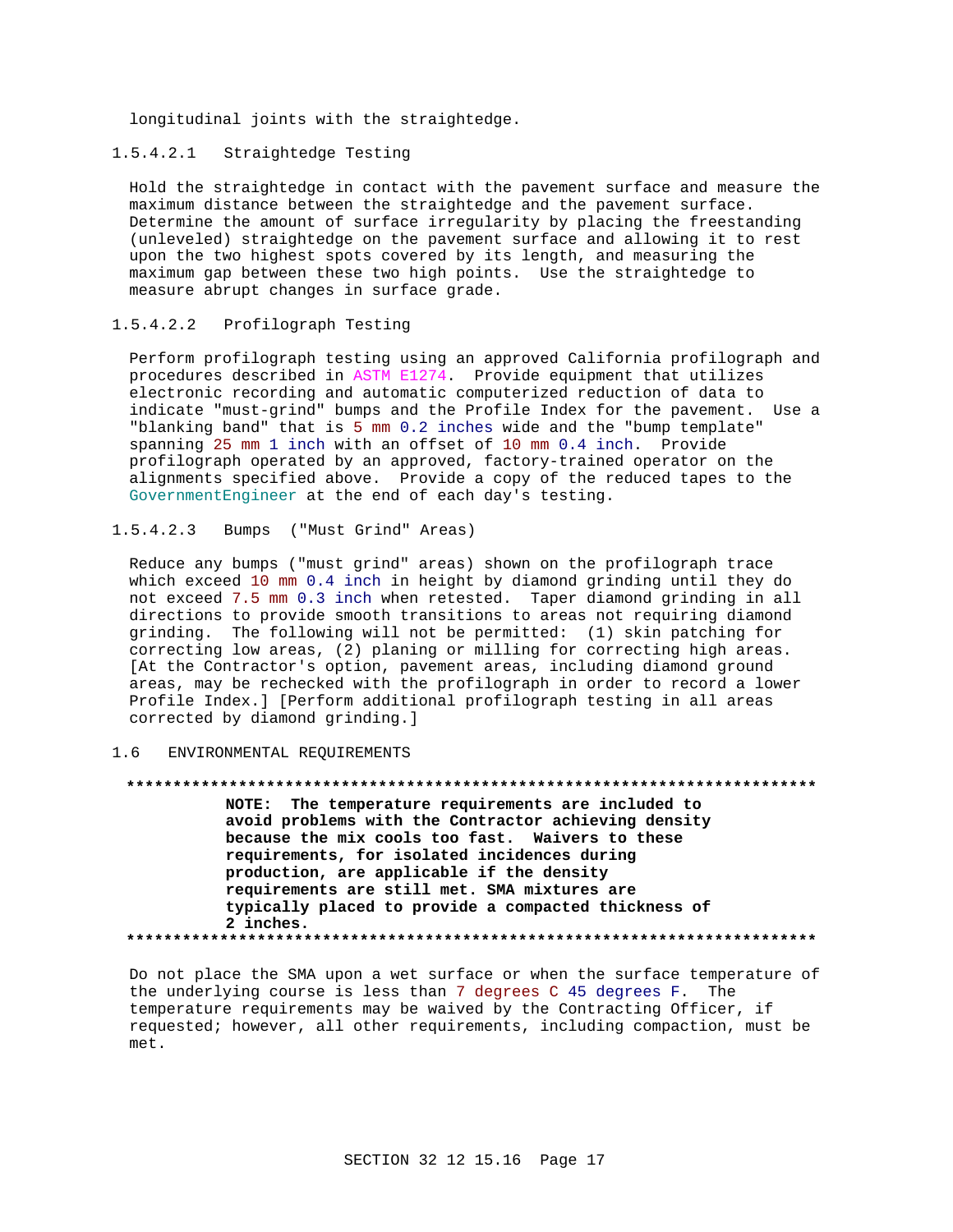longitudinal joints with the straightedge.

#### 1.5.4.2.1 Straightedge Testing

Hold the straightedge in contact with the pavement surface and measure the maximum distance between the straightedge and the pavement surface. Determine the amount of surface irregularity by placing the freestanding (unleveled) straightedge on the pavement surface and allowing it to rest upon the two highest spots covered by its length, and measuring the maximum gap between these two high points. Use the straightedge to measure abrupt changes in surface grade.

#### 1.5.4.2.2 Profilograph Testing

Perform profilograph testing using an approved California profilograph and procedures described in ASTM E1274. Provide equipment that utilizes electronic recording and automatic computerized reduction of data to indicate "must-grind" bumps and the Profile Index for the pavement. Use a "blanking band" that is 5 mm 0.2 inches wide and the "bump template" spanning 25 mm 1 inch with an offset of 10 mm 0.4 inch. Provide profilograph operated by an approved, factory-trained operator on the alignments specified above. Provide a copy of the reduced tapes to the GovernmentEngineer at the end of each day's testing.

#### 1.5.4.2.3 Bumps ("Must Grind" Areas)

Reduce any bumps ("must grind" areas) shown on the profilograph trace which exceed 10 mm 0.4 inch in height by diamond grinding until they do not exceed 7.5 mm 0.3 inch when retested. Taper diamond grinding in all directions to provide smooth transitions to areas not requiring diamond grinding. The following will not be permitted: (1) skin patching for correcting low areas, (2) planing or milling for correcting high areas. [At the Contractor's option, pavement areas, including diamond ground areas, may be rechecked with the profilograph in order to record a lower Profile Index.] [Perform additional profilograph testing in all areas corrected by diamond grinding.]

## 1.6 ENVIRONMENTAL REQUIREMENTS

**NOTE: The temperature requirements are included to avoid problems with the Contractor achieving density because the mix cools too fast. Waivers to these requirements, for isolated incidences during production, are applicable if the density requirements are still met. SMA mixtures are typically placed to provide a compacted thickness of 2 inches.**

Do not place the SMA upon a wet surface or when the surface temperature of the underlying course is less than 7 degrees C 45 degrees F. The temperature requirements may be waived by the Contracting Officer, if requested; however, all other requirements, including compaction, must be met.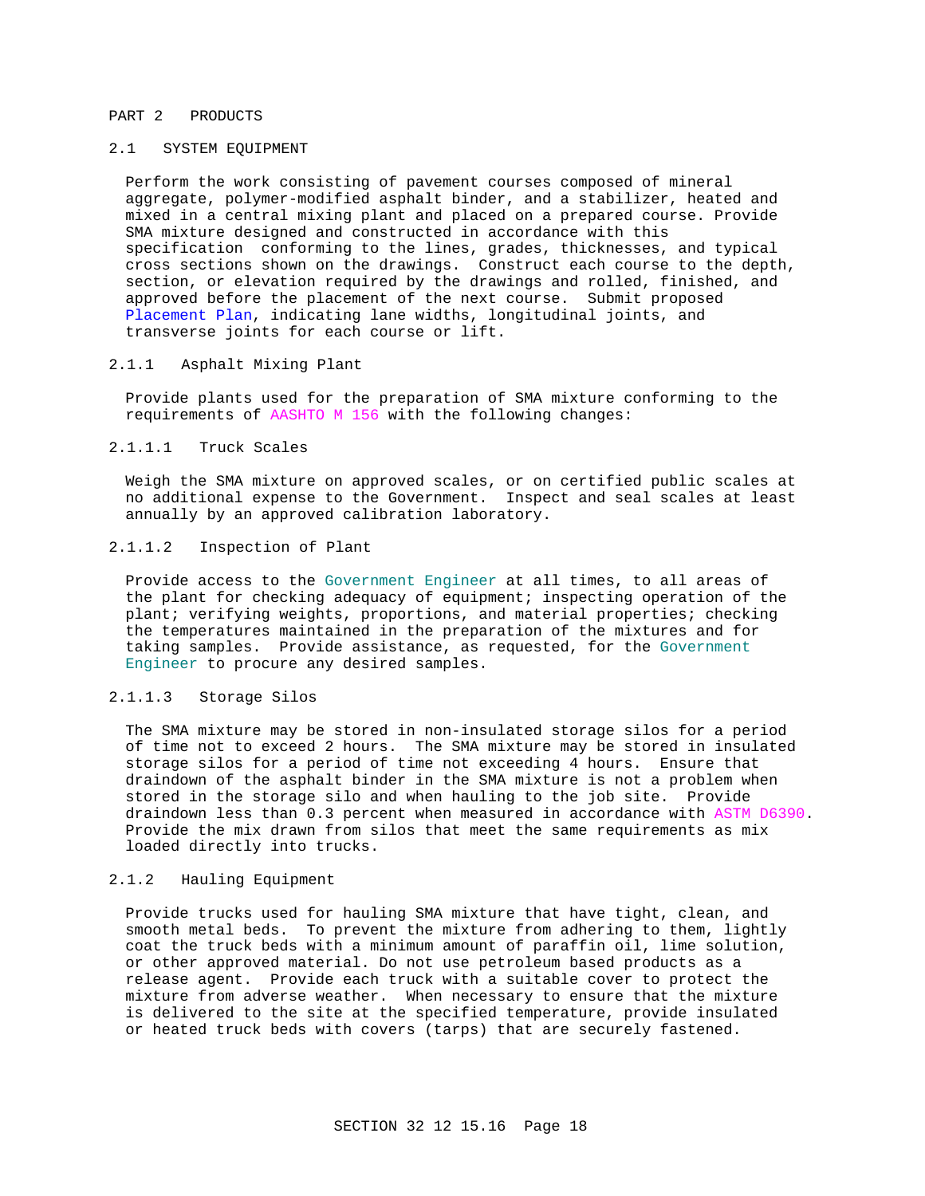# PART 2 PRODUCTS

## 2.1 SYSTEM EQUIPMENT

Perform the work consisting of pavement courses composed of mineral aggregate, polymer-modified asphalt binder, and a stabilizer, heated and mixed in a central mixing plant and placed on a prepared course. Provide SMA mixture designed and constructed in accordance with this specification conforming to the lines, grades, thicknesses, and typical cross sections shown on the drawings. Construct each course to the depth, section, or elevation required by the drawings and rolled, finished, and approved before the placement of the next course. Submit proposed Placement Plan, indicating lane widths, longitudinal joints, and transverse joints for each course or lift.

### 2.1.1 Asphalt Mixing Plant

Provide plants used for the preparation of SMA mixture conforming to the requirements of AASHTO M 156 with the following changes:

#### 2.1.1.1 Truck Scales

Weigh the SMA mixture on approved scales, or on certified public scales at no additional expense to the Government. Inspect and seal scales at least annually by an approved calibration laboratory.

#### 2.1.1.2 Inspection of Plant

Provide access to the Government Engineer at all times, to all areas of the plant for checking adequacy of equipment; inspecting operation of the plant; verifying weights, proportions, and material properties; checking the temperatures maintained in the preparation of the mixtures and for taking samples. Provide assistance, as requested, for the Government Engineer to procure any desired samples.

#### 2.1.1.3 Storage Silos

The SMA mixture may be stored in non-insulated storage silos for a period of time not to exceed 2 hours. The SMA mixture may be stored in insulated storage silos for a period of time not exceeding 4 hours. Ensure that draindown of the asphalt binder in the SMA mixture is not a problem when stored in the storage silo and when hauling to the job site. Provide draindown less than 0.3 percent when measured in accordance with ASTM D6390. Provide the mix drawn from silos that meet the same requirements as mix loaded directly into trucks.

### 2.1.2 Hauling Equipment

Provide trucks used for hauling SMA mixture that have tight, clean, and smooth metal beds. To prevent the mixture from adhering to them, lightly coat the truck beds with a minimum amount of paraffin oil, lime solution, or other approved material. Do not use petroleum based products as a release agent. Provide each truck with a suitable cover to protect the mixture from adverse weather. When necessary to ensure that the mixture is delivered to the site at the specified temperature, provide insulated or heated truck beds with covers (tarps) that are securely fastened.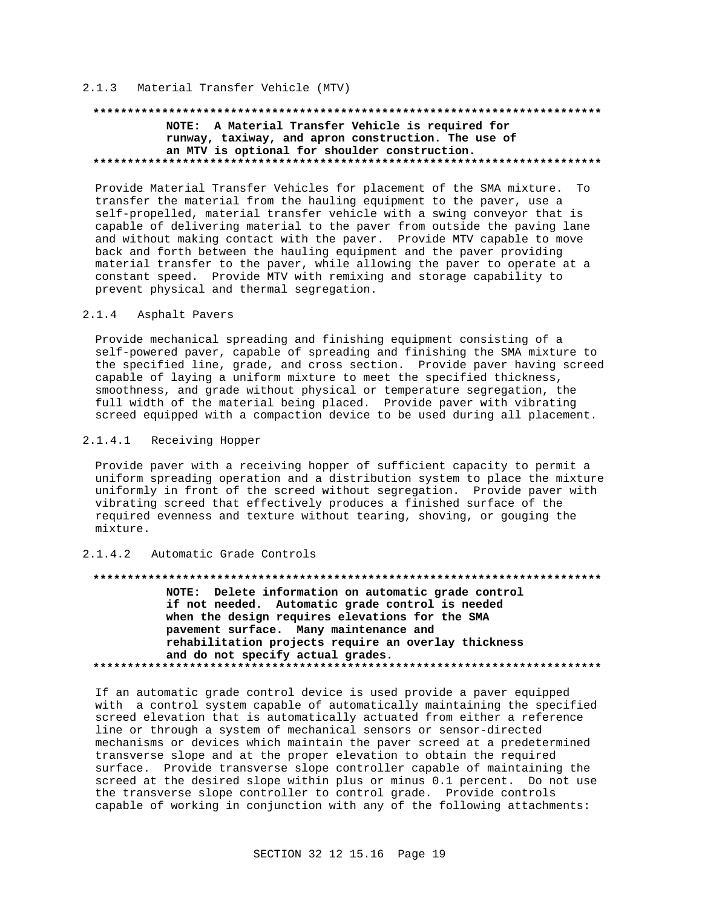### 2.1.3 Material Transfer Vehicle (MTV)

**************************************************************************

**NOTE: A Material Transfer Vehicle is required for runway, taxiway, and apron construction. The use of an MTV is optional for shoulder construction.**

**************************************************************************

Provide Material Transfer Vehicles for placement of the SMA mixture. To transfer the material from the hauling equipment to the paver, use a self-propelled, material transfer vehicle with a swing conveyor that is capable of delivering material to the paver from outside the paving lane and without making contact with the paver. Provide MTV capable to move back and forth between the hauling equipment and the paver providing material transfer to the paver, while allowing the paver to operate at a constant speed. Provide MTV with remixing and storage capability to prevent physical and thermal segregation.

### 2.1.4 Asphalt Pavers

Provide mechanical spreading and finishing equipment consisting of a self-powered paver, capable of spreading and finishing the SMA mixture to the specified line, grade, and cross section. Provide paver having screed capable of laying a uniform mixture to meet the specified thickness, smoothness, and grade without physical or temperature segregation, the full width of the material being placed. Provide paver with vibrating screed equipped with a compaction device to be used during all placement.

#### 2.1.4.1 Receiving Hopper

Provide paver with a receiving hopper of sufficient capacity to permit a uniform spreading operation and a distribution system to place the mixture uniformly in front of the screed without segregation. Provide paver with vibrating screed that effectively produces a finished surface of the required evenness and texture without tearing, shoving, or gouging the mixture.

#### 2.1.4.2 Automatic Grade Controls

**************************************************************************

**NOTE: Delete information on automatic grade control if not needed. Automatic grade control is needed when the design requires elevations for the SMA pavement surface. Many maintenance and rehabilitation projects require an overlay thickness and do not specify actual grades.**

**************************************************************************

If an automatic grade control device is used provide a paver equipped with a control system capable of automatically maintaining the specified screed elevation that is automatically actuated from either a reference line or through a system of mechanical sensors or sensor-directed mechanisms or devices which maintain the paver screed at a predetermined transverse slope and at the proper elevation to obtain the required surface. Provide transverse slope controller capable of maintaining the screed at the desired slope within plus or minus 0.1 percent. Do not use the transverse slope controller to control grade. Provide controls capable of working in conjunction with any of the following attachments: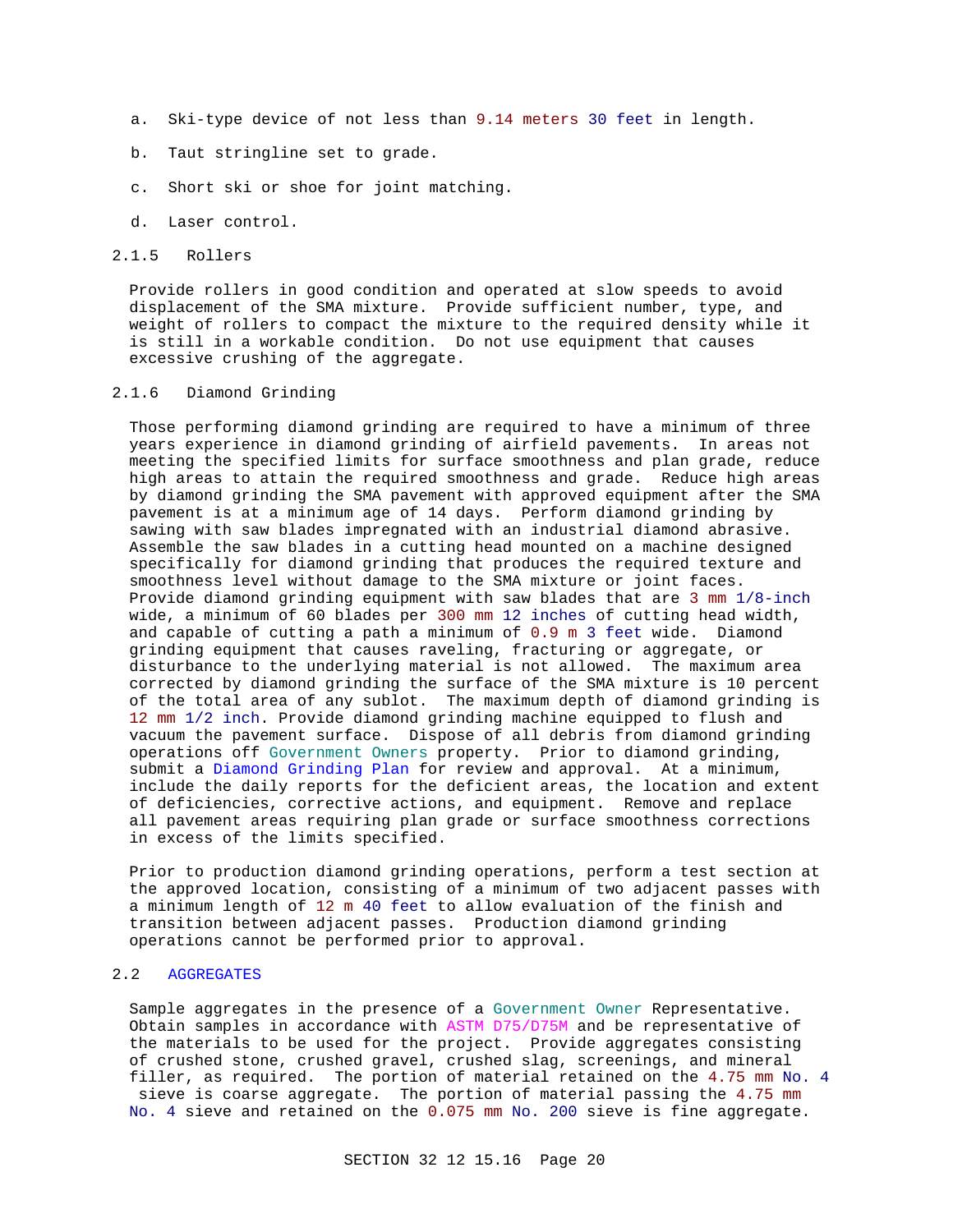a. Ski-type device of not less than 9.14 meters 30 feet in length.

b. Taut stringline set to grade.

c. Short ski or shoe for joint matching.

d. Laser control.

### 2.1.5 Rollers

Provide rollers in good condition and operated at slow speeds to avoid displacement of the SMA mixture. Provide sufficient number, type, and weight of rollers to compact the mixture to the required density while it is still in a workable condition. Do not use equipment that causes excessive crushing of the aggregate.

### 2.1.6 Diamond Grinding

Those performing diamond grinding are required to have a minimum of three years experience in diamond grinding of airfield pavements. In areas not meeting the specified limits for surface smoothness and plan grade, reduce high areas to attain the required smoothness and grade. Reduce high areas by diamond grinding the SMA pavement with approved equipment after the SMA pavement is at a minimum age of 14 days. Perform diamond grinding by sawing with saw blades impregnated with an industrial diamond abrasive. Assemble the saw blades in a cutting head mounted on a machine designed specifically for diamond grinding that produces the required texture and smoothness level without damage to the SMA mixture or joint faces. Provide diamond grinding equipment with saw blades that are 3 mm 1/8-inch wide, a minimum of 60 blades per 300 mm 12 inches of cutting head width, and capable of cutting a path a minimum of 0.9 m 3 feet wide. Diamond grinding equipment that causes raveling, fracturing or aggregate, or disturbance to the underlying material is not allowed. The maximum area corrected by diamond grinding the surface of the SMA mixture is 10 percent of the total area of any sublot. The maximum depth of diamond grinding is 12 mm 1/2 inch. Provide diamond grinding machine equipped to flush and vacuum the pavement surface. Dispose of all debris from diamond grinding operations off Government Owners property. Prior to diamond grinding, submit a Diamond Grinding Plan for review and approval. At a minimum, include the daily reports for the deficient areas, the location and extent of deficiencies, corrective actions, and equipment. Remove and replace all pavement areas requiring plan grade or surface smoothness corrections in excess of the limits specified.

Prior to production diamond grinding operations, perform a test section at the approved location, consisting of a minimum of two adjacent passes with a minimum length of 12 m 40 feet to allow evaluation of the finish and transition between adjacent passes. Production diamond grinding operations cannot be performed prior to approval.

## 2.2 AGGREGATES

Sample aggregates in the presence of a Government Owner Representative. Obtain samples in accordance with ASTM D75/D75M and be representative of the materials to be used for the project. Provide aggregates consisting of crushed stone, crushed gravel, crushed slag, screenings, and mineral filler, as required. The portion of material retained on the 4.75 mm No. 4 sieve is coarse aggregate. The portion of material passing the 4.75 mm No. 4 sieve and retained on the 0.075 mm No. 200 sieve is fine aggregate.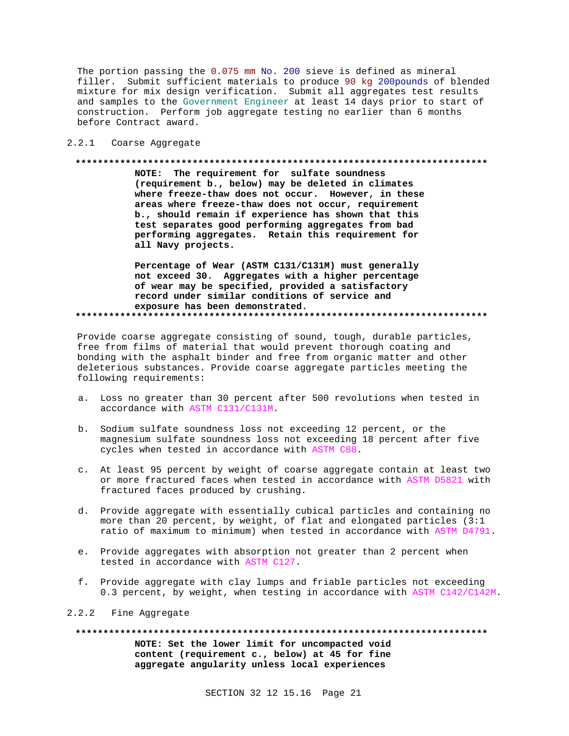The portion passing the 0.075 mm No. 200 sieve is defined as mineral filler. Submit sufficient materials to produce 90 kg 200pounds of blended mixture for mix design verification. Submit all aggregates test results and samples to the Government Engineer at least 14 days prior to start of construction. Perform job aggregate testing no earlier than 6 months before Contract award.

### 2.2.1 Coarse Aggregate

**************************************************************************

**NOTE: The requirement for sulfate soundness (requirement b., below) may be deleted in climates where freeze-thaw does not occur. However, in these areas where freeze-thaw does not occur, requirement b., should remain if experience has shown that this test separates good performing aggregates from bad performing aggregates. Retain this requirement for all Navy projects.**

**Percentage of Wear (ASTM C131/C131M) must generally not exceed 30. Aggregates with a higher percentage of wear may be specified, provided a satisfactory record under similar conditions of service and exposure has been demonstrated.**

**************************************************************************

Provide coarse aggregate consisting of sound, tough, durable particles, free from films of material that would prevent thorough coating and bonding with the asphalt binder and free from organic matter and other deleterious substances. Provide coarse aggregate particles meeting the following requirements:

a. Loss no greater than 30 percent after 500 revolutions when tested in accordance with ASTM C131/C131M.

b. Sodium sulfate soundness loss not exceeding 12 percent, or the magnesium sulfate soundness loss not exceeding 18 percent after five cycles when tested in accordance with ASTM C88.

c. At least 95 percent by weight of coarse aggregate contain at least two or more fractured faces when tested in accordance with ASTM D5821 with fractured faces produced by crushing.

d. Provide aggregate with essentially cubical particles and containing no more than 20 percent, by weight, of flat and elongated particles (3:1 ratio of maximum to minimum) when tested in accordance with ASTM D4791.

e. Provide aggregates with absorption not greater than 2 percent when tested in accordance with ASTM C127.

f. Provide aggregate with clay lumps and friable particles not exceeding 0.3 percent, by weight, when testing in accordance with ASTM C142/C142M.

### 2.2.2 Fine Aggregate

**************************************************************************

**NOTE: Set the lower limit for uncompacted void content (requirement c., below) at 45 for fine aggregate angularity unless local experiences**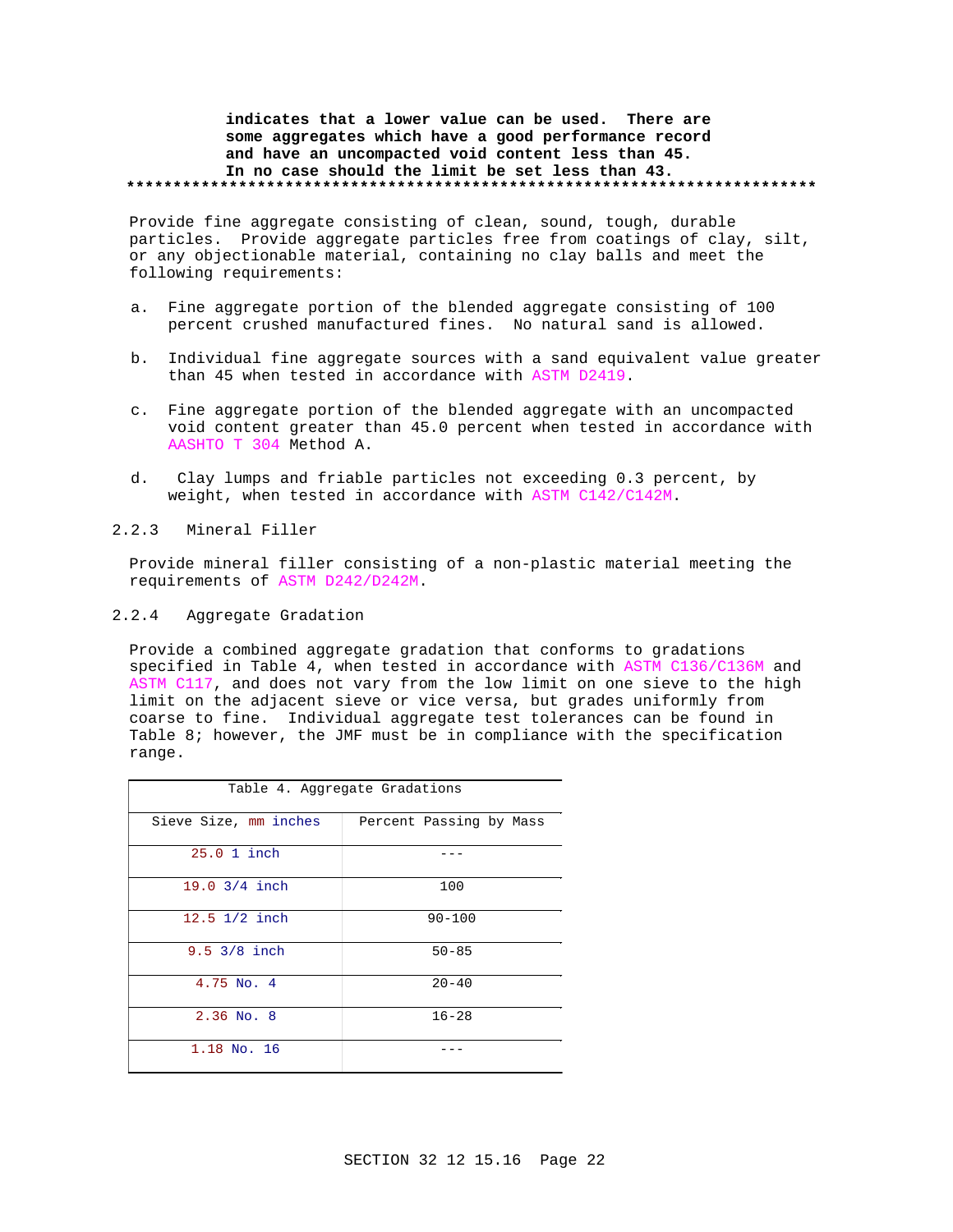**indicates that a lower value can be used. There are some aggregates which have a good performance record and have an uncompacted void content less than 45. In no case should the limit be set less than 43.**
**************************************************************************

Provide fine aggregate consisting of clean, sound, tough, durable particles. Provide aggregate particles free from coatings of clay, silt, or any objectionable material, containing no clay balls and meet the following requirements:

a. Fine aggregate portion of the blended aggregate consisting of 100 percent crushed manufactured fines. No natural sand is allowed.

b. Individual fine aggregate sources with a sand equivalent value greater than 45 when tested in accordance with ASTM D2419.

c. Fine aggregate portion of the blended aggregate with an uncompacted void content greater than 45.0 percent when tested in accordance with AASHTO T 304 Method A.

d. Clay lumps and friable particles not exceeding 0.3 percent, by weight, when tested in accordance with ASTM C142/C142M.

### 2.2.3 Mineral Filler

Provide mineral filler consisting of a non-plastic material meeting the requirements of ASTM D242/D242M.

### 2.2.4 Aggregate Gradation

Provide a combined aggregate gradation that conforms to gradations specified in Table 4, when tested in accordance with ASTM C136/C136M and ASTM C117, and does not vary from the low limit on one sieve to the high limit on the adjacent sieve or vice versa, but grades uniformly from coarse to fine. Individual aggregate test tolerances can be found in Table 8; however, the JMF must be in compliance with the specification range.

Table 4. Aggregate Gradations

| Sieve Size, mm inches | Percent Passing by Mass |
|---|---|
| 25.0 1 inch | --- |
| 19.0 3/4 inch | 100 |
| 12.5 1/2 inch | 90-100 |
| 9.5 3/8 inch | 50-85 |
| 4.75 No. 4 | 20-40 |
| 2.36 No. 8 | 16-28 |
| 1.18 No. 16 | --- |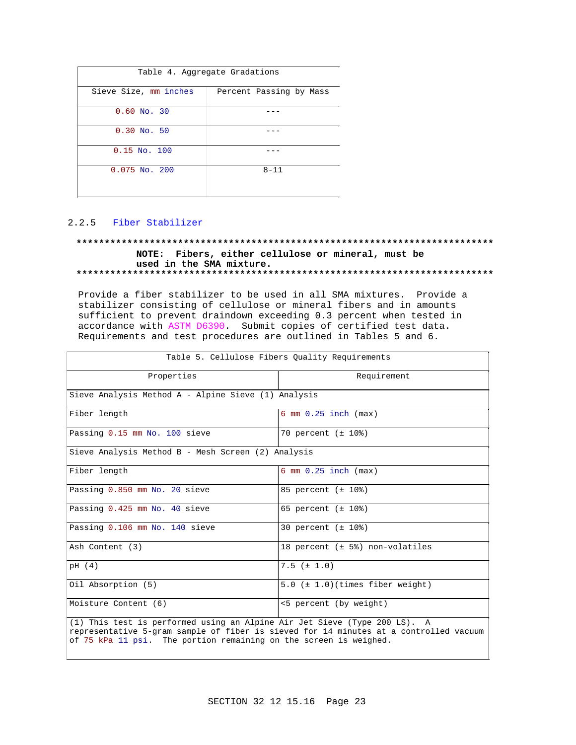| Table 4. Aggregate Gradations | |
|---|---|
| Sieve Size, mm inches | Percent Passing by Mass |
| 0.60 No. 30 | --- |
| 0.30 No. 50 | --- |
| 0.15 No. 100 | --- |
| 0.075 No. 200 | 8-11 |

2.2.5 Fiber Stabilizer

**************************************************************************

**NOTE: Fibers, either cellulose or mineral, must be used in the SMA mixture.**

**************************************************************************

Provide a fiber stabilizer to be used in all SMA mixtures. Provide a stabilizer consisting of cellulose or mineral fibers and in amounts sufficient to prevent draindown exceeding 0.3 percent when tested in accordance with ASTM D6390. Submit copies of certified test data. Requirements and test procedures are outlined in Tables 5 and 6.

| Table 5. Cellulose Fibers Quality Requirements | |
|---|---|
| Properties | Requirement |
| Sieve Analysis Method A - Alpine Sieve (1) Analysis | |
| Fiber length | 6 mm 0.25 inch (max) |
| Passing 0.15 mm No. 100 sieve | 70 percent (± 10%) |
| Sieve Analysis Method B - Mesh Screen (2) Analysis | |
| Fiber length | 6 mm 0.25 inch (max) |
| Passing 0.850 mm No. 20 sieve | 85 percent (± 10%) |
| Passing 0.425 mm No. 40 sieve | 65 percent (± 10%) |
| Passing 0.106 mm No. 140 sieve | 30 percent (± 10%) |
| Ash Content (3) | 18 percent (± 5%) non-volatiles |
| pH (4) | 7.5 (± 1.0) |
| Oil Absorption (5) | 5.0 (± 1.0)(times fiber weight) |
| Moisture Content (6) | <5 percent (by weight) |
| (1) This test is performed using an Alpine Air Jet Sieve (Type 200 LS). A representative 5-gram sample of fiber is sieved for 14 minutes at a controlled vacuum of 75 kPa 11 psi. The portion remaining on the screen is weighed. | |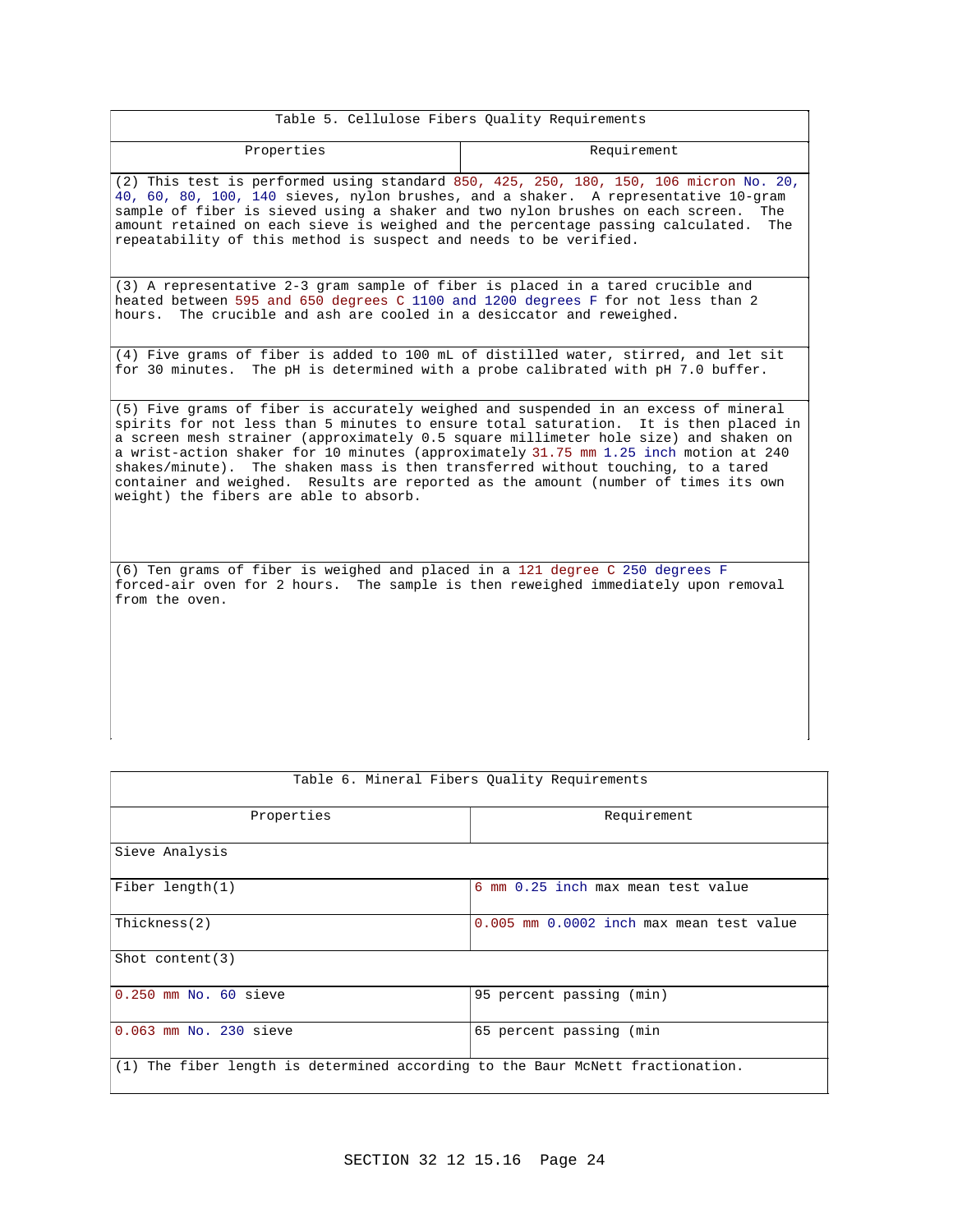| Table 5. Cellulose Fibers Quality Requirements | |
|---|---|
| Properties | Requirement |
| (2) This test is performed using standard 850, 425, 250, 180, 150, 106 micron No. 20, 40, 60, 80, 100, 140 sieves, nylon brushes, and a shaker. A representative 10-gram sample of fiber is sieved using a shaker and two nylon brushes on each screen. The amount retained on each sieve is weighed and the percentage passing calculated. The repeatability of this method is suspect and needs to be verified. | |
| (3) A representative 2-3 gram sample of fiber is placed in a tared crucible and heated between 595 and 650 degrees C 1100 and 1200 degrees F for not less than 2 hours. The crucible and ash are cooled in a desiccator and reweighed. | |
| (4) Five grams of fiber is added to 100 mL of distilled water, stirred, and let sit for 30 minutes. The pH is determined with a probe calibrated with pH 7.0 buffer. | |
| (5) Five grams of fiber is accurately weighed and suspended in an excess of mineral spirits for not less than 5 minutes to ensure total saturation. It is then placed in a screen mesh strainer (approximately 0.5 square millimeter hole size) and shaken on a wrist-action shaker for 10 minutes (approximately 31.75 mm 1.25 inch motion at 240 shakes/minute). The shaken mass is then transferred without touching, to a tared container and weighed. Results are reported as the amount (number of times its own weight) the fibers are able to absorb. | |
| (6) Ten grams of fiber is weighed and placed in a 121 degree C 250 degrees F forced-air oven for 2 hours. The sample is then reweighed immediately upon removal from the oven. | |

| Table 6. Mineral Fibers Quality Requirements | |
|---|---|
| Properties | Requirement |
| Sieve Analysis | |
| Fiber length(1) | 6 mm 0.25 inch max mean test value |
| Thickness(2) | 0.005 mm 0.0002 inch max mean test value |
| Shot content(3) | |
| 0.250 mm No. 60 sieve | 95 percent passing (min) |
| 0.063 mm No. 230 sieve | 65 percent passing (min |
| (1) The fiber length is determined according to the Baur McNett fractionation. | |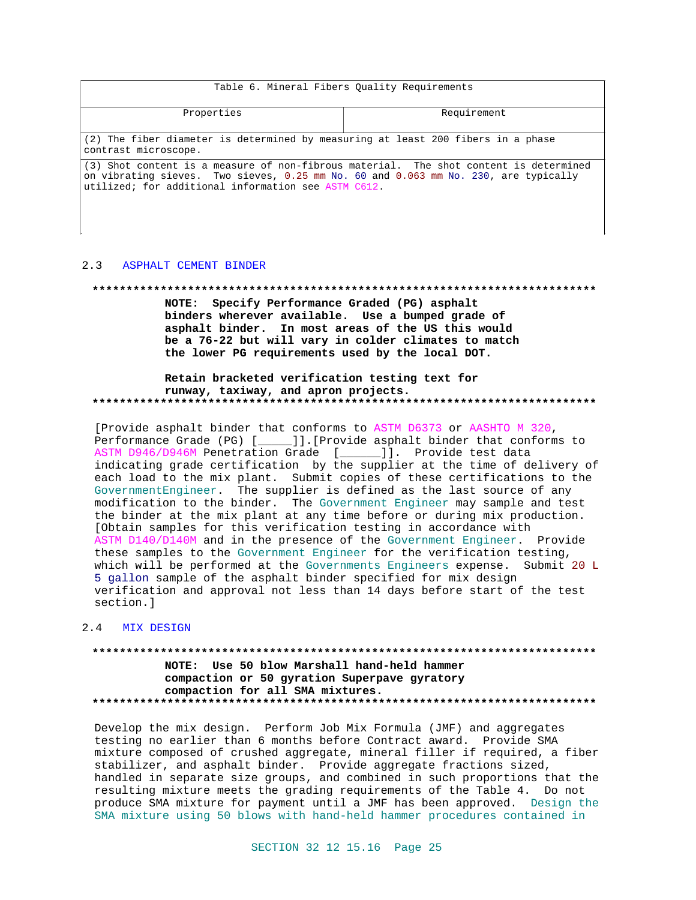| Table 6. Mineral Fibers Quality Requirements | |
|---|---|
| Properties | Requirement |
| (2) The fiber diameter is determined by measuring at least 200 fibers in a phase contrast microscope. | |
| (3) Shot content is a measure of non-fibrous material. The shot content is determined on vibrating sieves. Two sieves, 0.25 mm No. 60 and 0.063 mm No. 230, are typically utilized; for additional information see ASTM C612. | |

## 2.3 ASPHALT CEMENT BINDER

**NOTE: Specify Performance Graded (PG) asphalt binders wherever available. Use a bumped grade of asphalt binder. In most areas of the US this would be a 76-22 but will vary in colder climates to match the lower PG requirements used by the local DOT.**

**Retain bracketed verification testing text for runway, taxiway, and apron projects.**

[Provide asphalt binder that conforms to ASTM D6373 or AASHTO M 320, Performance Grade (PG) [_____]].[Provide asphalt binder that conforms to ASTM D946/D946M Penetration Grade [______]]. Provide test data indicating grade certification by the supplier at the time of delivery of each load to the mix plant. Submit copies of these certifications to the GovernmentEngineer. The supplier is defined as the last source of any modification to the binder. The Government Engineer may sample and test the binder at the mix plant at any time before or during mix production. [Obtain samples for this verification testing in accordance with ASTM D140/D140M and in the presence of the Government Engineer. Provide these samples to the Government Engineer for the verification testing, which will be performed at the Governments Engineers expense. Submit 20 L 5 gallon sample of the asphalt binder specified for mix design verification and approval not less than 14 days before start of the test section.]

## 2.4 MIX DESIGN

**NOTE: Use 50 blow Marshall hand-held hammer compaction or 50 gyration Superpave gyratory compaction for all SMA mixtures.**

Develop the mix design. Perform Job Mix Formula (JMF) and aggregates testing no earlier than 6 months before Contract award. Provide SMA mixture composed of crushed aggregate, mineral filler if required, a fiber stabilizer, and asphalt binder. Provide aggregate fractions sized, handled in separate size groups, and combined in such proportions that the resulting mixture meets the grading requirements of the Table 4. Do not produce SMA mixture for payment until a JMF has been approved. Design the SMA mixture using 50 blows with hand-held hammer procedures contained in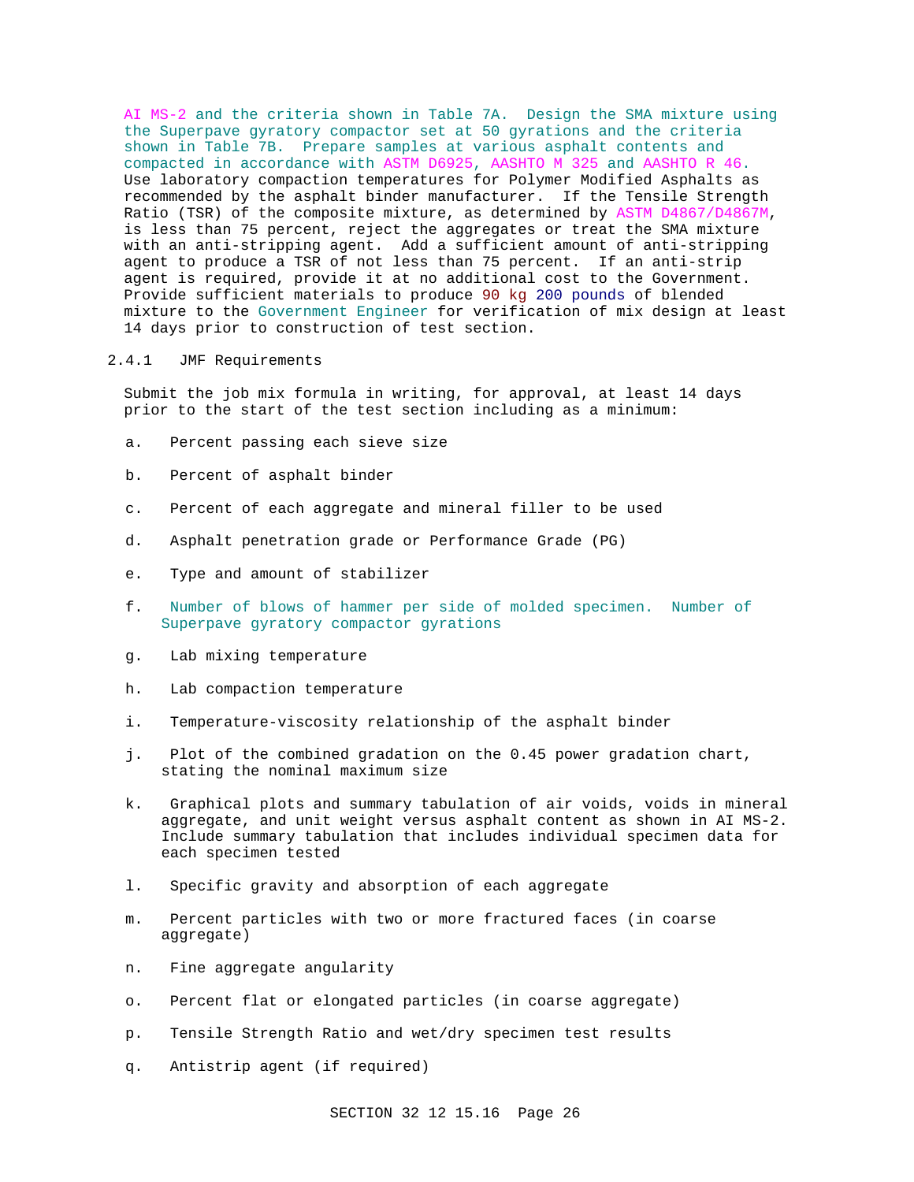AI MS-2 and the criteria shown in Table 7A. Design the SMA mixture using the Superpave gyratory compactor set at 50 gyrations and the criteria shown in Table 7B. Prepare samples at various asphalt contents and compacted in accordance with ASTM D6925, AASHTO M 325 and AASHTO R 46. Use laboratory compaction temperatures for Polymer Modified Asphalts as recommended by the asphalt binder manufacturer. If the Tensile Strength Ratio (TSR) of the composite mixture, as determined by ASTM D4867/D4867M, is less than 75 percent, reject the aggregates or treat the SMA mixture with an anti-stripping agent. Add a sufficient amount of anti-stripping agent to produce a TSR of not less than 75 percent. If an anti-strip agent is required, provide it at no additional cost to the Government. Provide sufficient materials to produce 90 kg 200 pounds of blended mixture to the Government Engineer for verification of mix design at least 14 days prior to construction of test section.

### 2.4.1 JMF Requirements

Submit the job mix formula in writing, for approval, at least 14 days prior to the start of the test section including as a minimum:

a. Percent passing each sieve size

b. Percent of asphalt binder

c. Percent of each aggregate and mineral filler to be used

d. Asphalt penetration grade or Performance Grade (PG)

e. Type and amount of stabilizer

f. Number of blows of hammer per side of molded specimen. Number of Superpave gyratory compactor gyrations

g. Lab mixing temperature

h. Lab compaction temperature

i. Temperature-viscosity relationship of the asphalt binder

j. Plot of the combined gradation on the 0.45 power gradation chart, stating the nominal maximum size

k. Graphical plots and summary tabulation of air voids, voids in mineral aggregate, and unit weight versus asphalt content as shown in AI MS-2. Include summary tabulation that includes individual specimen data for each specimen tested

l. Specific gravity and absorption of each aggregate

m. Percent particles with two or more fractured faces (in coarse aggregate)

n. Fine aggregate angularity

o. Percent flat or elongated particles (in coarse aggregate)

p. Tensile Strength Ratio and wet/dry specimen test results

q. Antistrip agent (if required)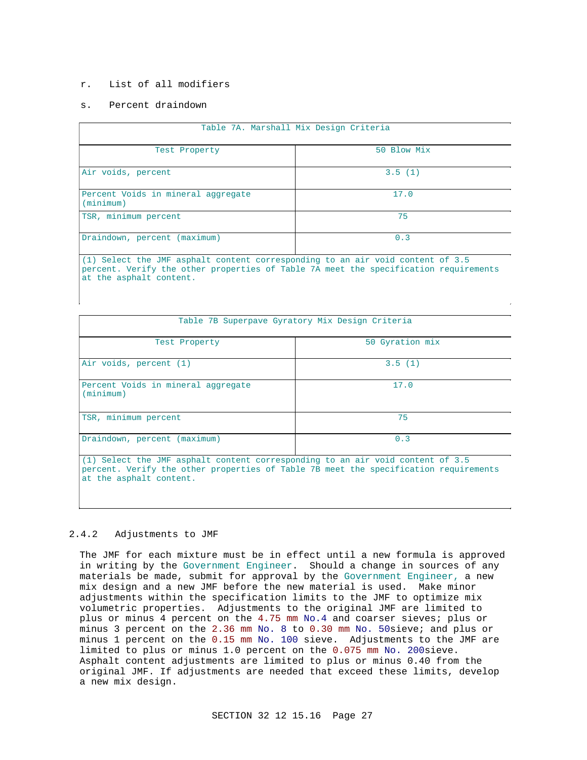r. List of all modifiers

s. Percent draindown

| Table 7A. Marshall Mix Design Criteria | |
|---|---|
| Test Property | 50 Blow Mix |
| Air voids, percent | 3.5 (1) |
| Percent Voids in mineral aggregate (minimum) | 17.0 |
| TSR, minimum percent | 75 |
| Draindown, percent (maximum) | 0.3 |
| (1) Select the JMF asphalt content corresponding to an air void content of 3.5 percent. Verify the other properties of Table 7A meet the specification requirements at the asphalt content. | |

| Table 7B Superpave Gyratory Mix Design Criteria | |
|---|---|
| Test Property | 50 Gyration mix |
| Air voids, percent (1) | 3.5 (1) |
| Percent Voids in mineral aggregate (minimum) | 17.0 |
| TSR, minimum percent | 75 |
| Draindown, percent (maximum) | 0.3 |
| (1) Select the JMF asphalt content corresponding to an air void content of 3.5 percent. Verify the other properties of Table 7B meet the specification requirements at the asphalt content. | |

### 2.4.2 Adjustments to JMF

The JMF for each mixture must be in effect until a new formula is approved in writing by the Government Engineer. Should a change in sources of any materials be made, submit for approval by the Government Engineer, a new mix design and a new JMF before the new material is used. Make minor adjustments within the specification limits to the JMF to optimize mix volumetric properties. Adjustments to the original JMF are limited to plus or minus 4 percent on the 4.75 mm No.4 and coarser sieves; plus or minus 3 percent on the 2.36 mm No. 8 to 0.30 mm No. 50sieve; and plus or minus 1 percent on the 0.15 mm No. 100 sieve. Adjustments to the JMF are limited to plus or minus 1.0 percent on the 0.075 mm No. 200sieve. Asphalt content adjustments are limited to plus or minus 0.40 from the original JMF. If adjustments are needed that exceed these limits, develop a new mix design.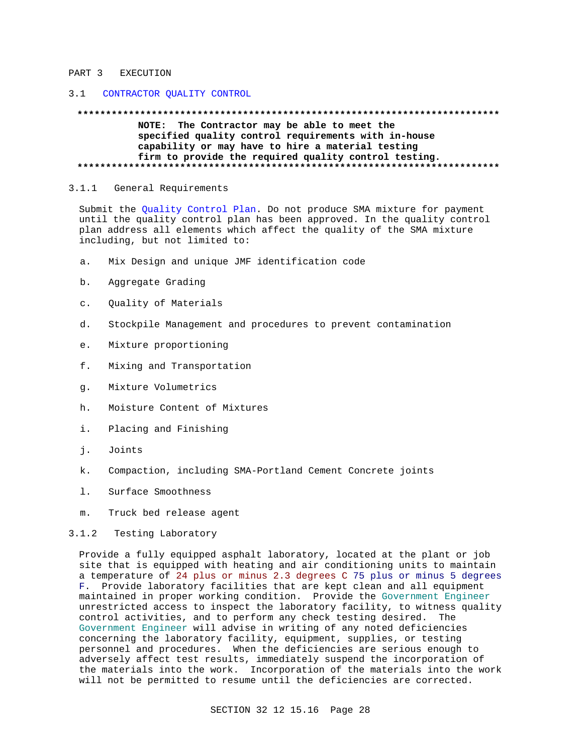## PART 3 EXECUTION

### 3.1 CONTRACTOR QUALITY CONTROL

**************************************************************************

**NOTE: The Contractor may be able to meet the specified quality control requirements with in-house capability or may have to hire a material testing firm to provide the required quality control testing.**

**************************************************************************

#### 3.1.1 General Requirements

Submit the Quality Control Plan. Do not produce SMA mixture for payment until the quality control plan has been approved. In the quality control plan address all elements which affect the quality of the SMA mixture including, but not limited to:

a. Mix Design and unique JMF identification code

b. Aggregate Grading

c. Quality of Materials

d. Stockpile Management and procedures to prevent contamination

e. Mixture proportioning

f. Mixing and Transportation

g. Mixture Volumetrics

h. Moisture Content of Mixtures

i. Placing and Finishing

j. Joints

k. Compaction, including SMA-Portland Cement Concrete joints

l. Surface Smoothness

m. Truck bed release agent

#### 3.1.2 Testing Laboratory

Provide a fully equipped asphalt laboratory, located at the plant or job site that is equipped with heating and air conditioning units to maintain a temperature of 24 plus or minus 2.3 degrees C 75 plus or minus 5 degrees F. Provide laboratory facilities that are kept clean and all equipment maintained in proper working condition. Provide the Government Engineer unrestricted access to inspect the laboratory facility, to witness quality control activities, and to perform any check testing desired. The Government Engineer will advise in writing of any noted deficiencies concerning the laboratory facility, equipment, supplies, or testing personnel and procedures. When the deficiencies are serious enough to adversely affect test results, immediately suspend the incorporation of the materials into the work. Incorporation of the materials into the work will not be permitted to resume until the deficiencies are corrected.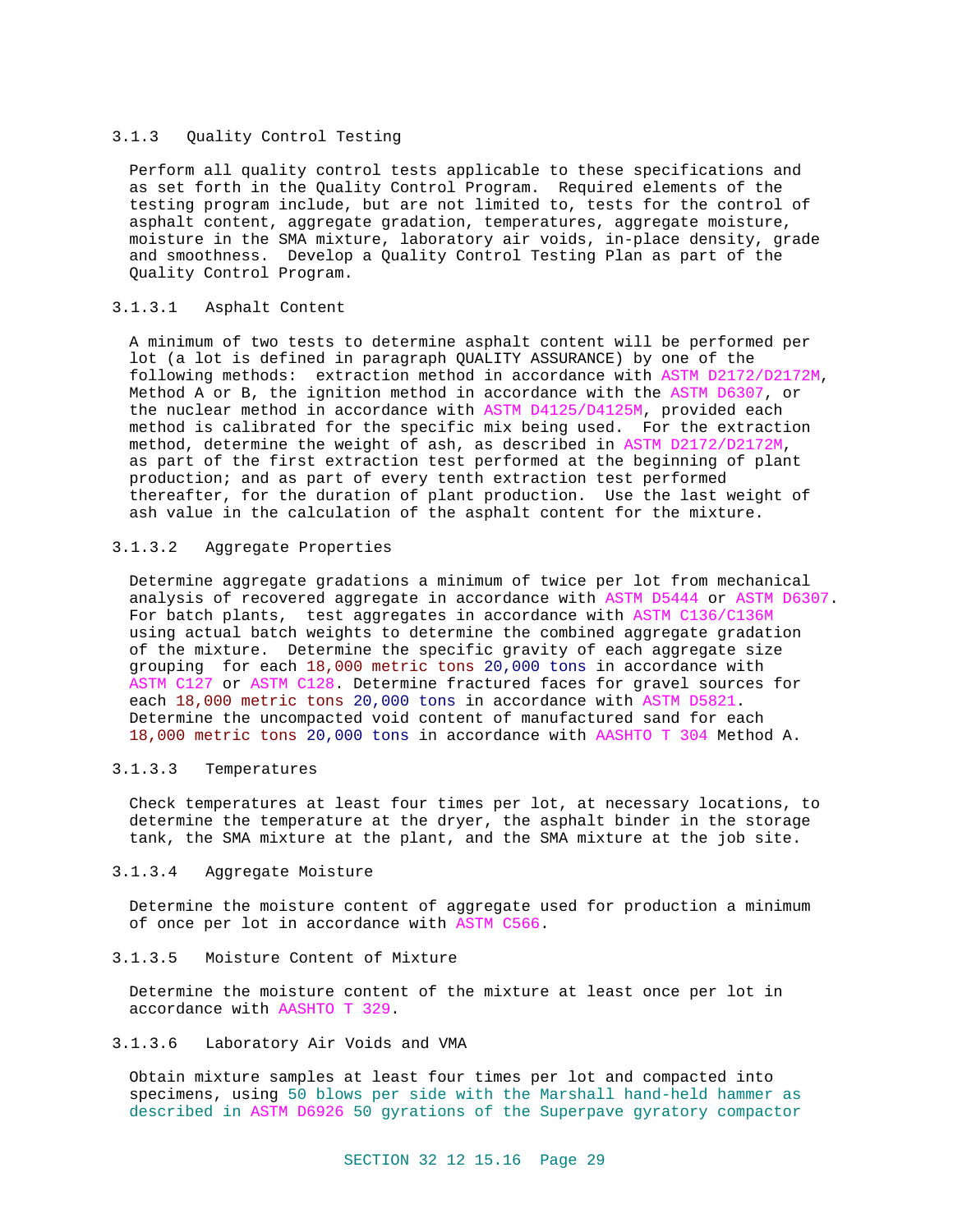### 3.1.3 Quality Control Testing

Perform all quality control tests applicable to these specifications and as set forth in the Quality Control Program. Required elements of the testing program include, but are not limited to, tests for the control of asphalt content, aggregate gradation, temperatures, aggregate moisture, moisture in the SMA mixture, laboratory air voids, in-place density, grade and smoothness. Develop a Quality Control Testing Plan as part of the Quality Control Program.

#### 3.1.3.1 Asphalt Content

A minimum of two tests to determine asphalt content will be performed per lot (a lot is defined in paragraph QUALITY ASSURANCE) by one of the following methods: extraction method in accordance with ASTM D2172/D2172M, Method A or B, the ignition method in accordance with the ASTM D6307, or the nuclear method in accordance with ASTM D4125/D4125M, provided each method is calibrated for the specific mix being used. For the extraction method, determine the weight of ash, as described in ASTM D2172/D2172M, as part of the first extraction test performed at the beginning of plant production; and as part of every tenth extraction test performed thereafter, for the duration of plant production. Use the last weight of ash value in the calculation of the asphalt content for the mixture.

#### 3.1.3.2 Aggregate Properties

Determine aggregate gradations a minimum of twice per lot from mechanical analysis of recovered aggregate in accordance with ASTM D5444 or ASTM D6307. For batch plants, test aggregates in accordance with ASTM C136/C136M using actual batch weights to determine the combined aggregate gradation of the mixture. Determine the specific gravity of each aggregate size grouping for each 18,000 metric tons 20,000 tons in accordance with ASTM C127 or ASTM C128. Determine fractured faces for gravel sources for each 18,000 metric tons 20,000 tons in accordance with ASTM D5821. Determine the uncompacted void content of manufactured sand for each 18,000 metric tons 20,000 tons in accordance with AASHTO T 304 Method A.

#### 3.1.3.3 Temperatures

Check temperatures at least four times per lot, at necessary locations, to determine the temperature at the dryer, the asphalt binder in the storage tank, the SMA mixture at the plant, and the SMA mixture at the job site.

#### 3.1.3.4 Aggregate Moisture

Determine the moisture content of aggregate used for production a minimum of once per lot in accordance with ASTM C566.

#### 3.1.3.5 Moisture Content of Mixture

Determine the moisture content of the mixture at least once per lot in accordance with AASHTO T 329.

#### 3.1.3.6 Laboratory Air Voids and VMA

Obtain mixture samples at least four times per lot and compacted into specimens, using 50 blows per side with the Marshall hand-held hammer as described in ASTM D6926 50 gyrations of the Superpave gyratory compactor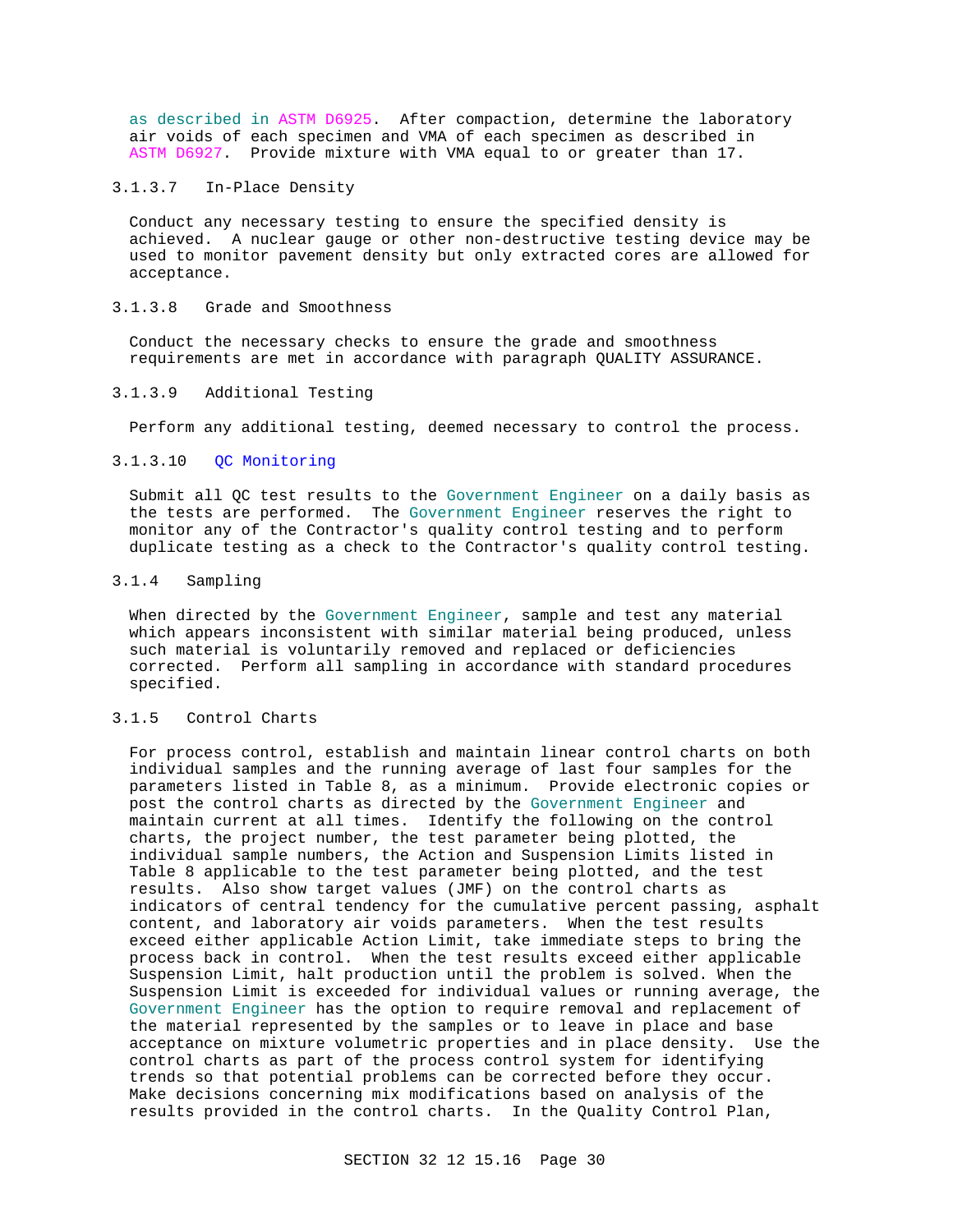as described in ASTM D6925. After compaction, determine the laboratory air voids of each specimen and VMA of each specimen as described in ASTM D6927. Provide mixture with VMA equal to or greater than 17.

#### 3.1.3.7 In-Place Density

Conduct any necessary testing to ensure the specified density is achieved. A nuclear gauge or other non-destructive testing device may be used to monitor pavement density but only extracted cores are allowed for acceptance.

#### 3.1.3.8 Grade and Smoothness

Conduct the necessary checks to ensure the grade and smoothness requirements are met in accordance with paragraph QUALITY ASSURANCE.

#### 3.1.3.9 Additional Testing

Perform any additional testing, deemed necessary to control the process.

#### 3.1.3.10 QC Monitoring

Submit all QC test results to the Government Engineer on a daily basis as the tests are performed. The Government Engineer reserves the right to monitor any of the Contractor's quality control testing and to perform duplicate testing as a check to the Contractor's quality control testing.

### 3.1.4 Sampling

When directed by the Government Engineer, sample and test any material which appears inconsistent with similar material being produced, unless such material is voluntarily removed and replaced or deficiencies corrected. Perform all sampling in accordance with standard procedures specified.

### 3.1.5 Control Charts

For process control, establish and maintain linear control charts on both individual samples and the running average of last four samples for the parameters listed in Table 8, as a minimum. Provide electronic copies or post the control charts as directed by the Government Engineer and maintain current at all times. Identify the following on the control charts, the project number, the test parameter being plotted, the individual sample numbers, the Action and Suspension Limits listed in Table 8 applicable to the test parameter being plotted, and the test results. Also show target values (JMF) on the control charts as indicators of central tendency for the cumulative percent passing, asphalt content, and laboratory air voids parameters. When the test results exceed either applicable Action Limit, take immediate steps to bring the process back in control. When the test results exceed either applicable Suspension Limit, halt production until the problem is solved. When the Suspension Limit is exceeded for individual values or running average, the Government Engineer has the option to require removal and replacement of the material represented by the samples or to leave in place and base acceptance on mixture volumetric properties and in place density. Use the control charts as part of the process control system for identifying trends so that potential problems can be corrected before they occur. Make decisions concerning mix modifications based on analysis of the results provided in the control charts. In the Quality Control Plan,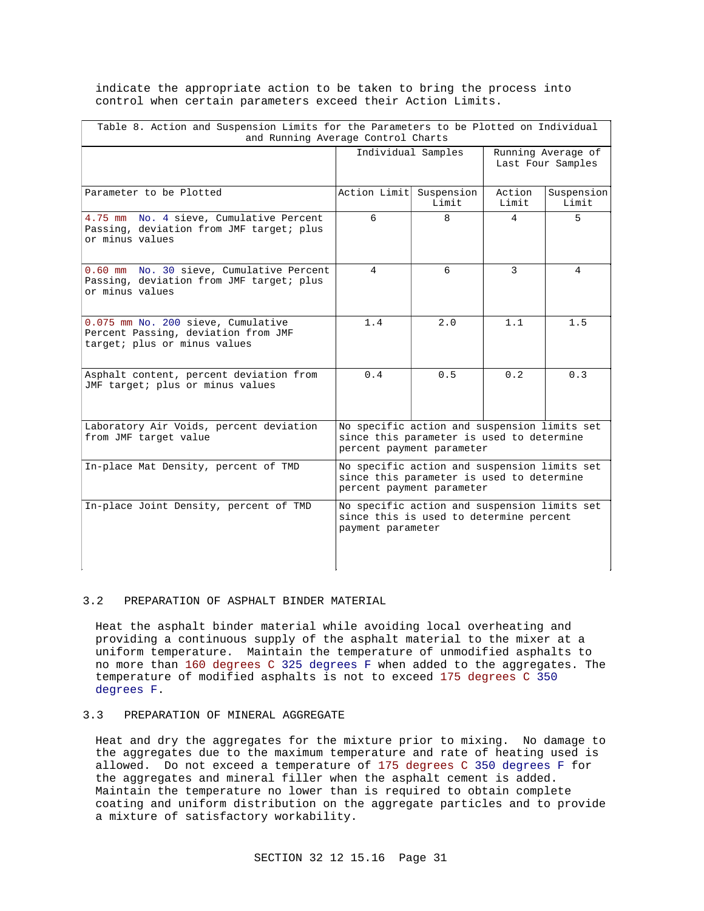indicate the appropriate action to be taken to bring the process into control when certain parameters exceed their Action Limits.

Table 8. Action and Suspension Limits for the Parameters to be Plotted on Individual and Running Average Control Charts

| | Individual Samples | | Running Average of Last Four Samples | |
|---|---|---|---|---|
| Parameter to be Plotted | Action Limit | Suspension Limit | Action Limit | Suspension Limit |
| 4.75 mm No. 4 sieve, Cumulative Percent Passing, deviation from JMF target; plus or minus values | 6 | 8 | 4 | 5 |
| 0.60 mm No. 30 sieve, Cumulative Percent Passing, deviation from JMF target; plus or minus values | 4 | 6 | 3 | 4 |
| 0.075 mm No. 200 sieve, Cumulative Percent Passing, deviation from JMF target; plus or minus values | 1.4 | 2.0 | 1.1 | 1.5 |
| Asphalt content, percent deviation from JMF target; plus or minus values | 0.4 | 0.5 | 0.2 | 0.3 |
| Laboratory Air Voids, percent deviation from JMF target value | No specific action and suspension limits set since this parameter is used to determine percent payment parameter | | | |
| In-place Mat Density, percent of TMD | No specific action and suspension limits set since this parameter is used to determine percent payment parameter | | | |
| In-place Joint Density, percent of TMD | No specific action and suspension limits set since this is used to determine percent payment parameter | | | |

## 3.2 PREPARATION OF ASPHALT BINDER MATERIAL

Heat the asphalt binder material while avoiding local overheating and providing a continuous supply of the asphalt material to the mixer at a uniform temperature. Maintain the temperature of unmodified asphalts to no more than 160 degrees C 325 degrees F when added to the aggregates. The temperature of modified asphalts is not to exceed 175 degrees C 350 degrees F.

## 3.3 PREPARATION OF MINERAL AGGREGATE

Heat and dry the aggregates for the mixture prior to mixing. No damage to the aggregates due to the maximum temperature and rate of heating used is allowed. Do not exceed a temperature of 175 degrees C 350 degrees F for the aggregates and mineral filler when the asphalt cement is added. Maintain the temperature no lower than is required to obtain complete coating and uniform distribution on the aggregate particles and to provide a mixture of satisfactory workability.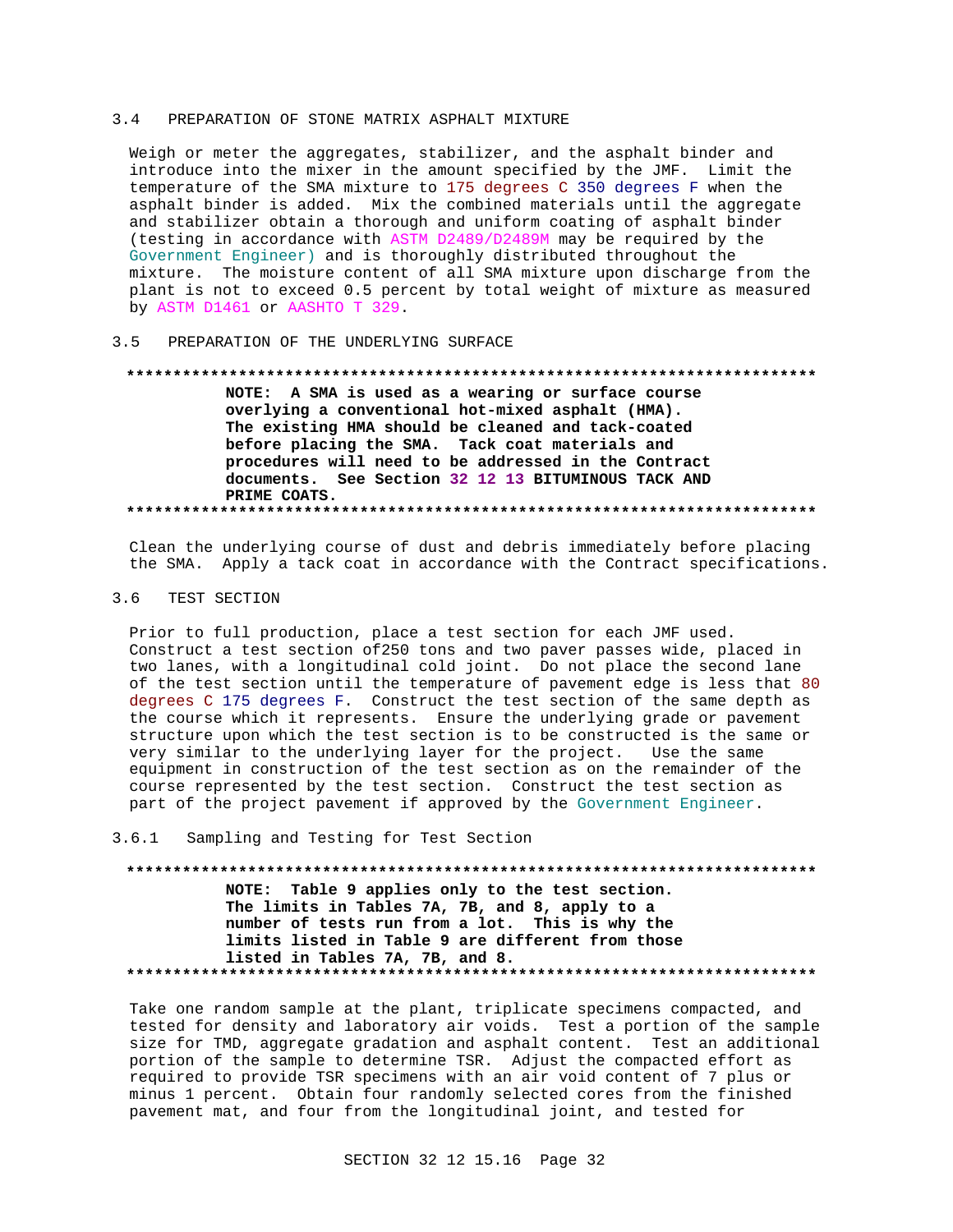## 3.4 PREPARATION OF STONE MATRIX ASPHALT MIXTURE

Weigh or meter the aggregates, stabilizer, and the asphalt binder and introduce into the mixer in the amount specified by the JMF. Limit the temperature of the SMA mixture to 175 degrees C 350 degrees F when the asphalt binder is added. Mix the combined materials until the aggregate and stabilizer obtain a thorough and uniform coating of asphalt binder (testing in accordance with ASTM D2489/D2489M may be required by the Government Engineer) and is thoroughly distributed throughout the mixture. The moisture content of all SMA mixture upon discharge from the plant is not to exceed 0.5 percent by total weight of mixture as measured by ASTM D1461 or AASHTO T 329.

## 3.5 PREPARATION OF THE UNDERLYING SURFACE

**NOTE: A SMA is used as a wearing or surface course overlying a conventional hot-mixed asphalt (HMA). The existing HMA should be cleaned and tack-coated before placing the SMA. Tack coat materials and procedures will need to be addressed in the Contract documents. See Section 32 12 13 BITUMINOUS TACK AND PRIME COATS.**

Clean the underlying course of dust and debris immediately before placing the SMA. Apply a tack coat in accordance with the Contract specifications.

## 3.6 TEST SECTION

Prior to full production, place a test section for each JMF used. Construct a test section of250 tons and two paver passes wide, placed in two lanes, with a longitudinal cold joint. Do not place the second lane of the test section until the temperature of pavement edge is less that 80 degrees C 175 degrees F. Construct the test section of the same depth as the course which it represents. Ensure the underlying grade or pavement structure upon which the test section is to be constructed is the same or very similar to the underlying layer for the project. Use the same equipment in construction of the test section as on the remainder of the course represented by the test section. Construct the test section as part of the project pavement if approved by the Government Engineer.

### 3.6.1 Sampling and Testing for Test Section

**NOTE: Table 9 applies only to the test section. The limits in Tables 7A, 7B, and 8, apply to a number of tests run from a lot. This is why the limits listed in Table 9 are different from those listed in Tables 7A, 7B, and 8.**

Take one random sample at the plant, triplicate specimens compacted, and tested for density and laboratory air voids. Test a portion of the sample size for TMD, aggregate gradation and asphalt content. Test an additional portion of the sample to determine TSR. Adjust the compacted effort as required to provide TSR specimens with an air void content of 7 plus or minus 1 percent. Obtain four randomly selected cores from the finished pavement mat, and four from the longitudinal joint, and tested for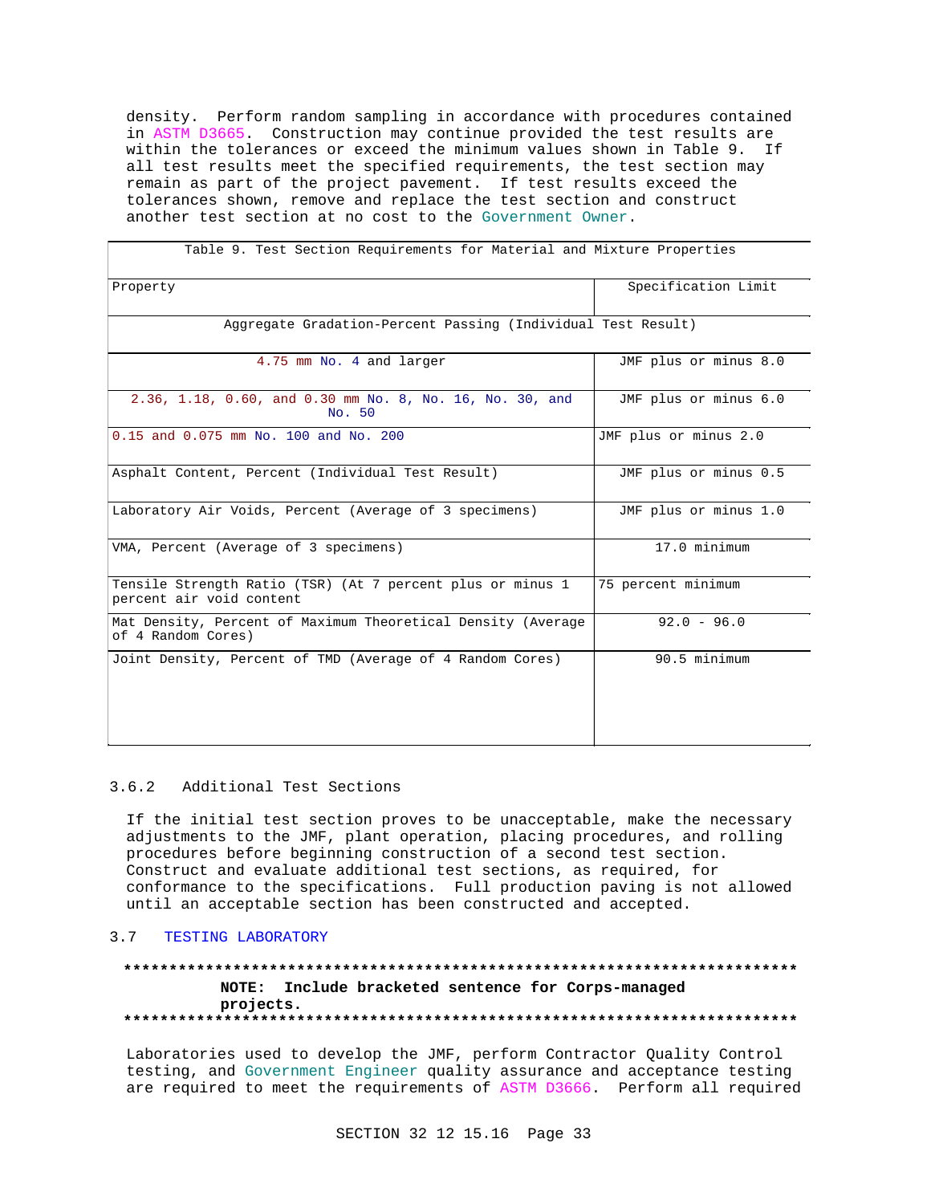density. Perform random sampling in accordance with procedures contained in ASTM D3665. Construction may continue provided the test results are within the tolerances or exceed the minimum values shown in Table 9. If all test results meet the specified requirements, the test section may remain as part of the project pavement. If test results exceed the tolerances shown, remove and replace the test section and construct another test section at no cost to the Government Owner.

| Table 9. Test Section Requirements for Material and Mixture Properties | |
|---|---|
| Property | Specification Limit |
| Aggregate Gradation-Percent Passing (Individual Test Result) | |
| 4.75 mm No. 4 and larger | JMF plus or minus 8.0 |
| 2.36, 1.18, 0.60, and 0.30 mm No. 8, No. 16, No. 30, and No. 50 | JMF plus or minus 6.0 |
| 0.15 and 0.075 mm No. 100 and No. 200 | JMF plus or minus 2.0 |
| Asphalt Content, Percent (Individual Test Result) | JMF plus or minus 0.5 |
| Laboratory Air Voids, Percent (Average of 3 specimens) | JMF plus or minus 1.0 |
| VMA, Percent (Average of 3 specimens) | 17.0 minimum |
| Tensile Strength Ratio (TSR) (At 7 percent plus or minus 1 percent air void content | 75 percent minimum |
| Mat Density, Percent of Maximum Theoretical Density (Average of 4 Random Cores) | 92.0 - 96.0 |
| Joint Density, Percent of TMD (Average of 4 Random Cores) | 90.5 minimum |

### 3.6.2 Additional Test Sections

If the initial test section proves to be unacceptable, make the necessary adjustments to the JMF, plant operation, placing procedures, and rolling procedures before beginning construction of a second test section. Construct and evaluate additional test sections, as required, for conformance to the specifications. Full production paving is not allowed until an acceptable section has been constructed and accepted.

## 3.7 TESTING LABORATORY

**************************************************************************

**NOTE: Include bracketed sentence for Corps-managed projects.**

**************************************************************************

Laboratories used to develop the JMF, perform Contractor Quality Control testing, and Government Engineer quality assurance and acceptance testing are required to meet the requirements of ASTM D3666. Perform all required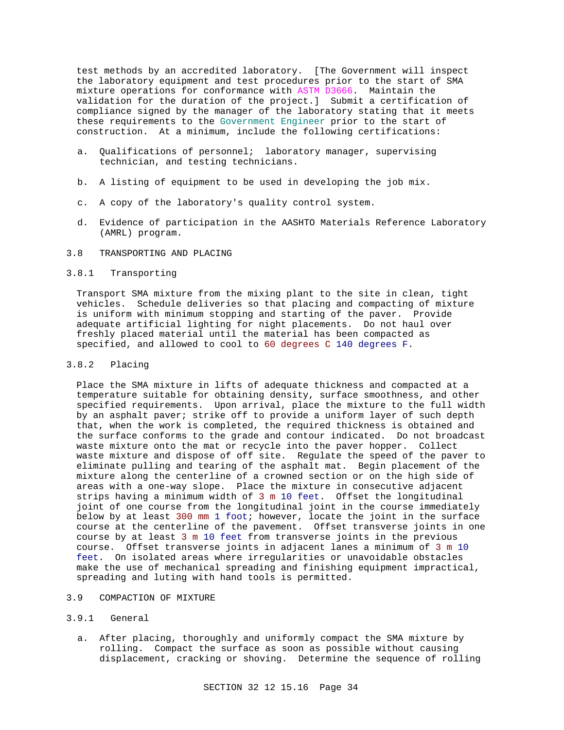test methods by an accredited laboratory. [The Government will inspect the laboratory equipment and test procedures prior to the start of SMA mixture operations for conformance with ASTM D3666. Maintain the validation for the duration of the project.] Submit a certification of compliance signed by the manager of the laboratory stating that it meets these requirements to the Government Engineer prior to the start of construction. At a minimum, include the following certifications:

a. Qualifications of personnel; laboratory manager, supervising technician, and testing technicians.

b. A listing of equipment to be used in developing the job mix.

c. A copy of the laboratory's quality control system.

d. Evidence of participation in the AASHTO Materials Reference Laboratory (AMRL) program.

## 3.8 TRANSPORTING AND PLACING

### 3.8.1 Transporting

Transport SMA mixture from the mixing plant to the site in clean, tight vehicles. Schedule deliveries so that placing and compacting of mixture is uniform with minimum stopping and starting of the paver. Provide adequate artificial lighting for night placements. Do not haul over freshly placed material until the material has been compacted as specified, and allowed to cool to 60 degrees C 140 degrees F.

### 3.8.2 Placing

Place the SMA mixture in lifts of adequate thickness and compacted at a temperature suitable for obtaining density, surface smoothness, and other specified requirements. Upon arrival, place the mixture to the full width by an asphalt paver; strike off to provide a uniform layer of such depth that, when the work is completed, the required thickness is obtained and the surface conforms to the grade and contour indicated. Do not broadcast waste mixture onto the mat or recycle into the paver hopper. Collect waste mixture and dispose of off site. Regulate the speed of the paver to eliminate pulling and tearing of the asphalt mat. Begin placement of the mixture along the centerline of a crowned section or on the high side of areas with a one-way slope. Place the mixture in consecutive adjacent strips having a minimum width of 3 m 10 feet. Offset the longitudinal joint of one course from the longitudinal joint in the course immediately below by at least 300 mm 1 foot; however, locate the joint in the surface course at the centerline of the pavement. Offset transverse joints in one course by at least 3 m 10 feet from transverse joints in the previous course. Offset transverse joints in adjacent lanes a minimum of 3 m 10 feet. On isolated areas where irregularities or unavoidable obstacles make the use of mechanical spreading and finishing equipment impractical, spreading and luting with hand tools is permitted.

## 3.9 COMPACTION OF MIXTURE

### 3.9.1 General

a. After placing, thoroughly and uniformly compact the SMA mixture by rolling. Compact the surface as soon as possible without causing displacement, cracking or shoving. Determine the sequence of rolling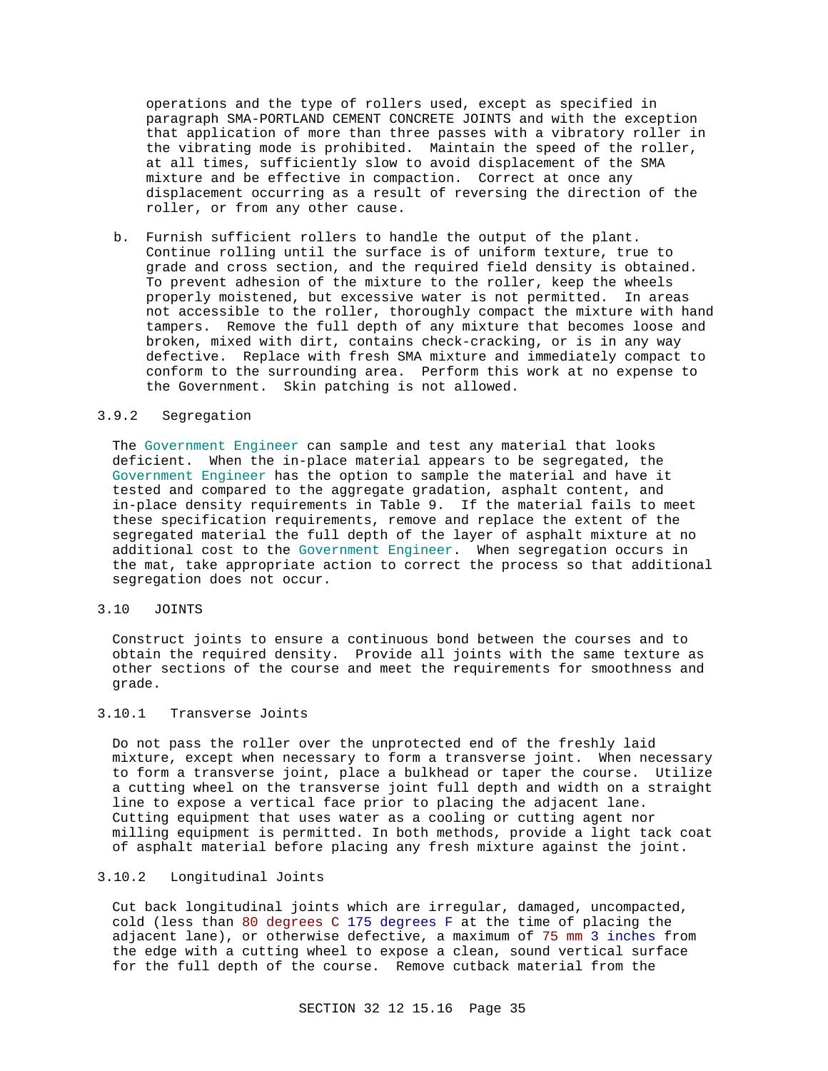operations and the type of rollers used, except as specified in paragraph SMA-PORTLAND CEMENT CONCRETE JOINTS and with the exception that application of more than three passes with a vibratory roller in the vibrating mode is prohibited. Maintain the speed of the roller, at all times, sufficiently slow to avoid displacement of the SMA mixture and be effective in compaction. Correct at once any displacement occurring as a result of reversing the direction of the roller, or from any other cause.

b. Furnish sufficient rollers to handle the output of the plant. Continue rolling until the surface is of uniform texture, true to grade and cross section, and the required field density is obtained. To prevent adhesion of the mixture to the roller, keep the wheels properly moistened, but excessive water is not permitted. In areas not accessible to the roller, thoroughly compact the mixture with hand tampers. Remove the full depth of any mixture that becomes loose and broken, mixed with dirt, contains check-cracking, or is in any way defective. Replace with fresh SMA mixture and immediately compact to conform to the surrounding area. Perform this work at no expense to the Government. Skin patching is not allowed.

### 3.9.2 Segregation

The Government Engineer can sample and test any material that looks deficient. When the in-place material appears to be segregated, the Government Engineer has the option to sample the material and have it tested and compared to the aggregate gradation, asphalt content, and in-place density requirements in Table 9. If the material fails to meet these specification requirements, remove and replace the extent of the segregated material the full depth of the layer of asphalt mixture at no additional cost to the Government Engineer. When segregation occurs in the mat, take appropriate action to correct the process so that additional segregation does not occur.

## 3.10 JOINTS

Construct joints to ensure a continuous bond between the courses and to obtain the required density. Provide all joints with the same texture as other sections of the course and meet the requirements for smoothness and grade.

### 3.10.1 Transverse Joints

Do not pass the roller over the unprotected end of the freshly laid mixture, except when necessary to form a transverse joint. When necessary to form a transverse joint, place a bulkhead or taper the course. Utilize a cutting wheel on the transverse joint full depth and width on a straight line to expose a vertical face prior to placing the adjacent lane. Cutting equipment that uses water as a cooling or cutting agent nor milling equipment is permitted. In both methods, provide a light tack coat of asphalt material before placing any fresh mixture against the joint.

### 3.10.2 Longitudinal Joints

Cut back longitudinal joints which are irregular, damaged, uncompacted, cold (less than 80 degrees C 175 degrees F at the time of placing the adjacent lane), or otherwise defective, a maximum of 75 mm 3 inches from the edge with a cutting wheel to expose a clean, sound vertical surface for the full depth of the course. Remove cutback material from the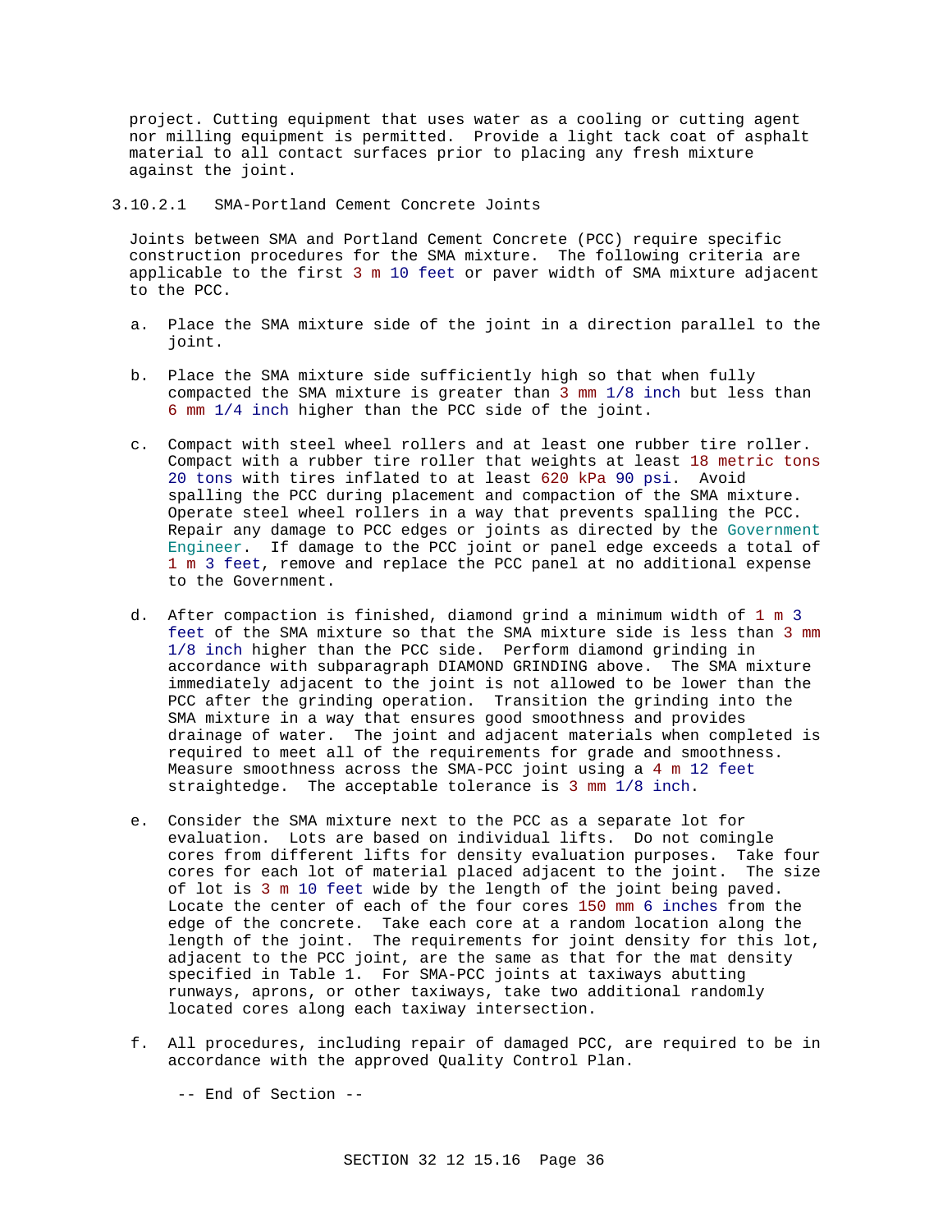project. Cutting equipment that uses water as a cooling or cutting agent nor milling equipment is permitted. Provide a light tack coat of asphalt material to all contact surfaces prior to placing any fresh mixture against the joint.

#### 3.10.2.1 SMA-Portland Cement Concrete Joints

Joints between SMA and Portland Cement Concrete (PCC) require specific construction procedures for the SMA mixture. The following criteria are applicable to the first 3 m 10 feet or paver width of SMA mixture adjacent to the PCC.

a. Place the SMA mixture side of the joint in a direction parallel to the joint.

b. Place the SMA mixture side sufficiently high so that when fully compacted the SMA mixture is greater than 3 mm 1/8 inch but less than 6 mm 1/4 inch higher than the PCC side of the joint.

c. Compact with steel wheel rollers and at least one rubber tire roller. Compact with a rubber tire roller that weights at least 18 metric tons 20 tons with tires inflated to at least 620 kPa 90 psi. Avoid spalling the PCC during placement and compaction of the SMA mixture. Operate steel wheel rollers in a way that prevents spalling the PCC. Repair any damage to PCC edges or joints as directed by the Government Engineer. If damage to the PCC joint or panel edge exceeds a total of 1 m 3 feet, remove and replace the PCC panel at no additional expense to the Government.

d. After compaction is finished, diamond grind a minimum width of 1 m 3 feet of the SMA mixture so that the SMA mixture side is less than 3 mm 1/8 inch higher than the PCC side. Perform diamond grinding in accordance with subparagraph DIAMOND GRINDING above. The SMA mixture immediately adjacent to the joint is not allowed to be lower than the PCC after the grinding operation. Transition the grinding into the SMA mixture in a way that ensures good smoothness and provides drainage of water. The joint and adjacent materials when completed is required to meet all of the requirements for grade and smoothness. Measure smoothness across the SMA-PCC joint using a 4 m 12 feet straightedge. The acceptable tolerance is 3 mm 1/8 inch.

e. Consider the SMA mixture next to the PCC as a separate lot for evaluation. Lots are based on individual lifts. Do not comingle cores from different lifts for density evaluation purposes. Take four cores for each lot of material placed adjacent to the joint. The size of lot is 3 m 10 feet wide by the length of the joint being paved. Locate the center of each of the four cores 150 mm 6 inches from the edge of the concrete. Take each core at a random location along the length of the joint. The requirements for joint density for this lot, adjacent to the PCC joint, are the same as that for the mat density specified in Table 1. For SMA-PCC joints at taxiways abutting runways, aprons, or other taxiways, take two additional randomly located cores along each taxiway intersection.

f. All procedures, including repair of damaged PCC, are required to be in accordance with the approved Quality Control Plan.

-- End of Section --